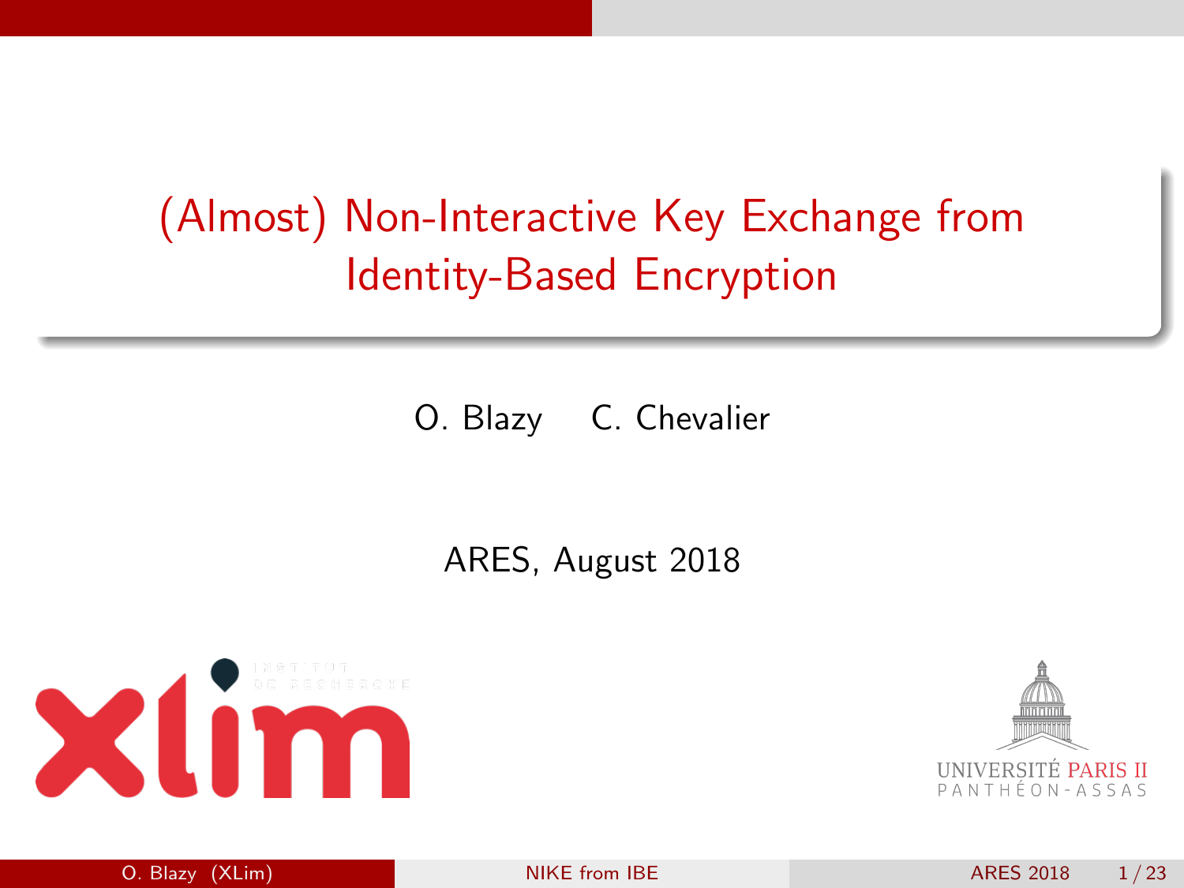# (Almost) Non-Interactive Key Exchange from Identity-Based Encryption

O. Blazy C. Chevalier

ARES, August 2018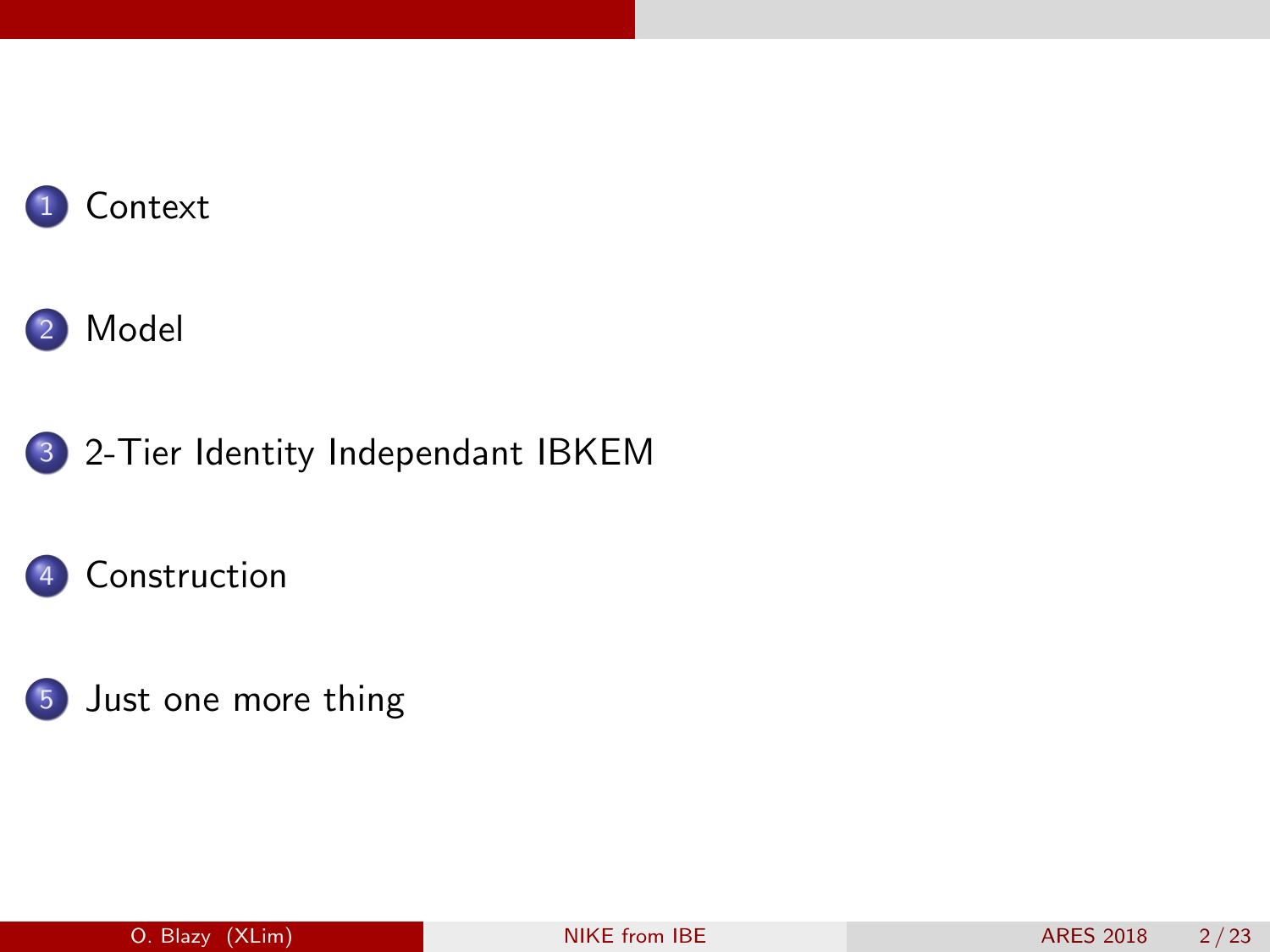1. Context
2. Model
3. 2-Tier Identity Independant IBKEM
4. Construction
5. Just one more thing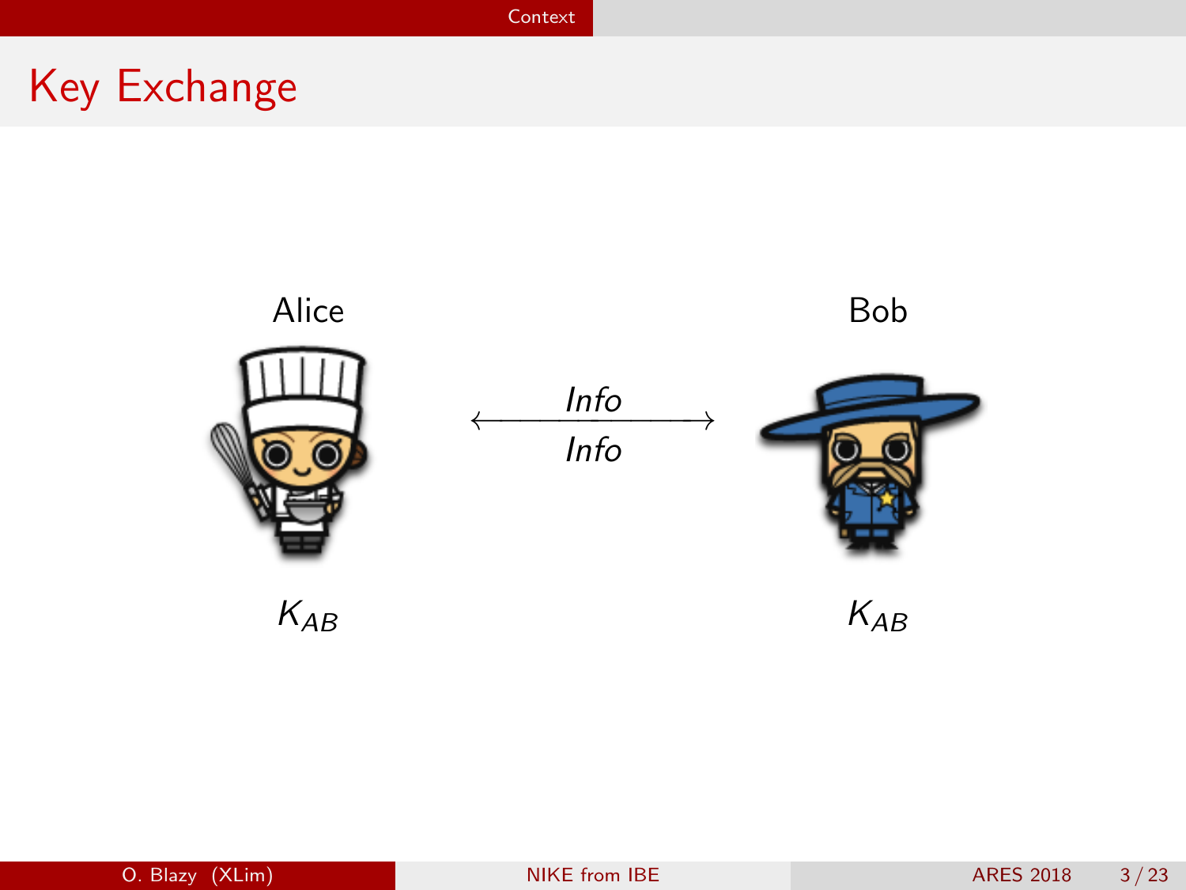# Key Exchange

Alice

Bob

*Info*

*Info*

$K_{AB}$

$K_{AB}$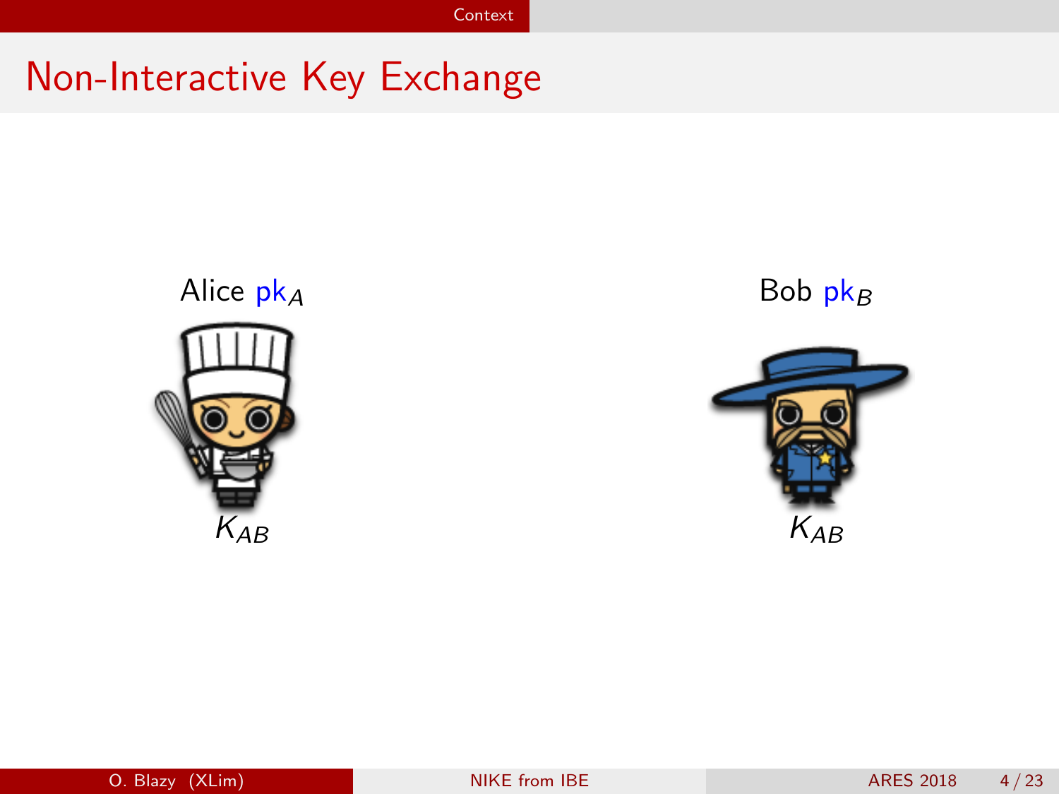# Non-Interactive Key Exchange

Alice $\mathsf{pk}_A$

$K_{AB}$

Bob $\mathsf{pk}_B$

$K_{AB}$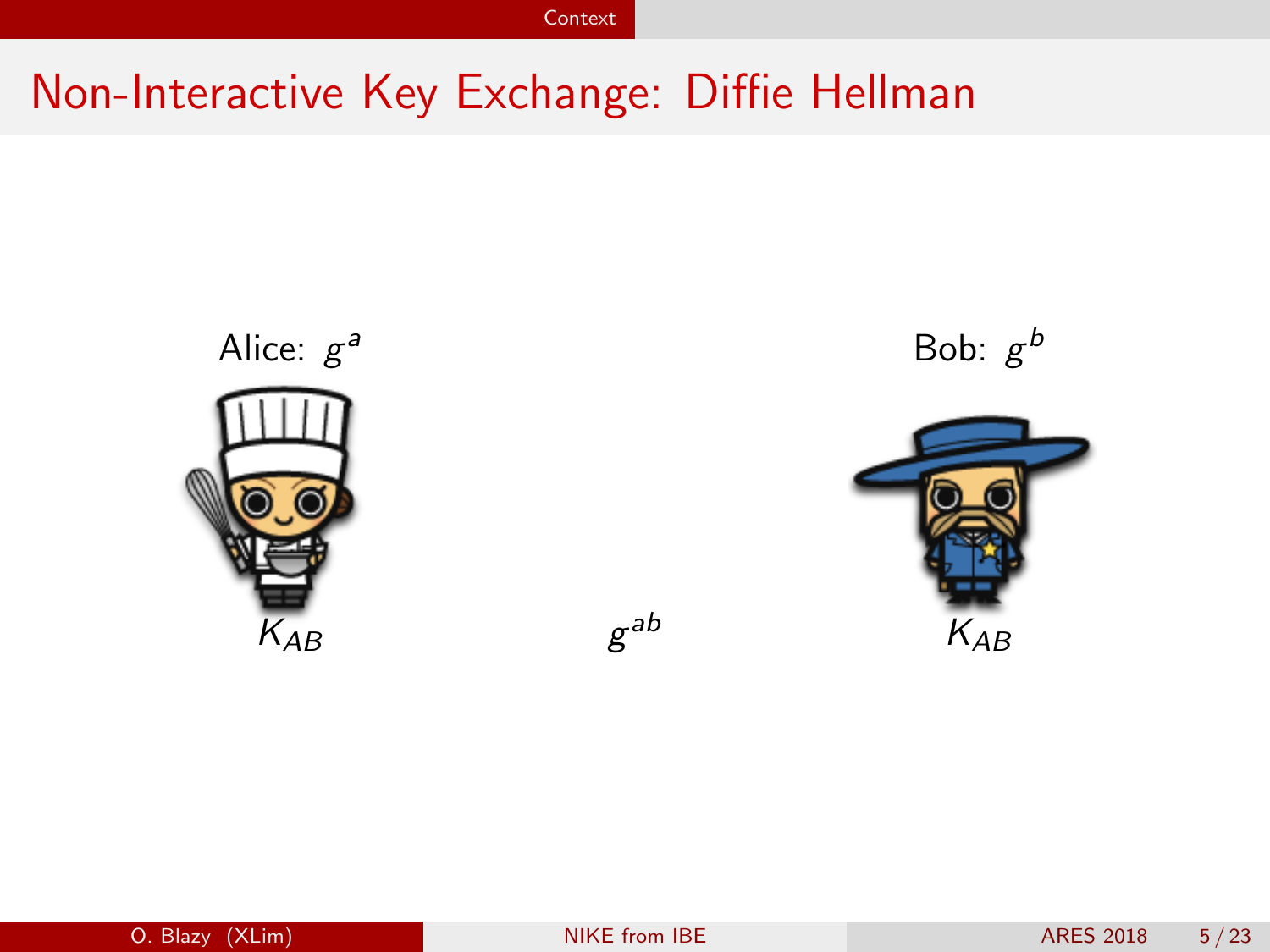# Non-Interactive Key Exchange: Diffie Hellman

Alice: $g^a$

Bob: $g^b$

$K_{AB}$

$g^{ab}$

$K_{AB}$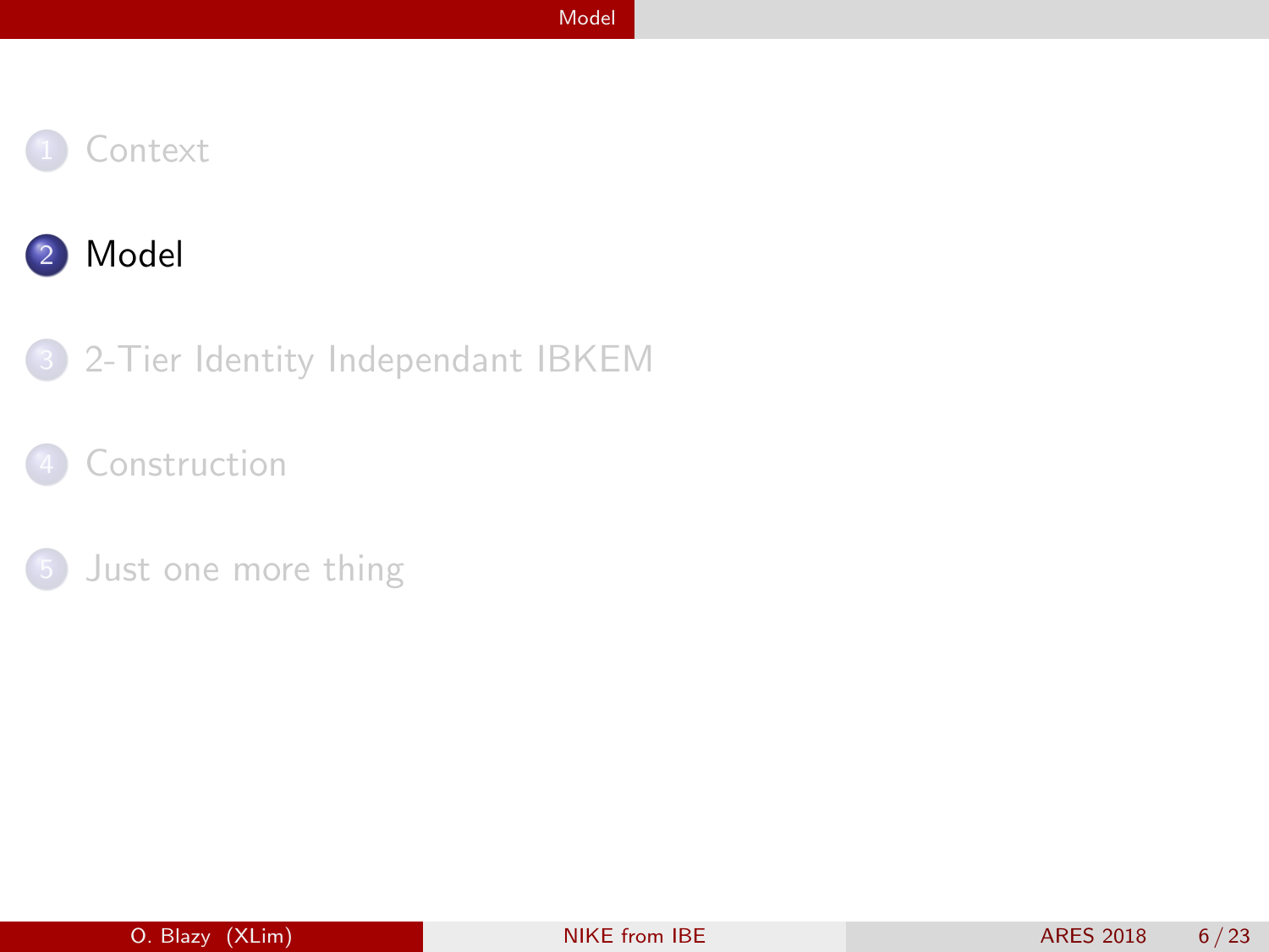1. Context
2. Model
3. 2-Tier Identity Independant IBKEM
4. Construction
5. Just one more thing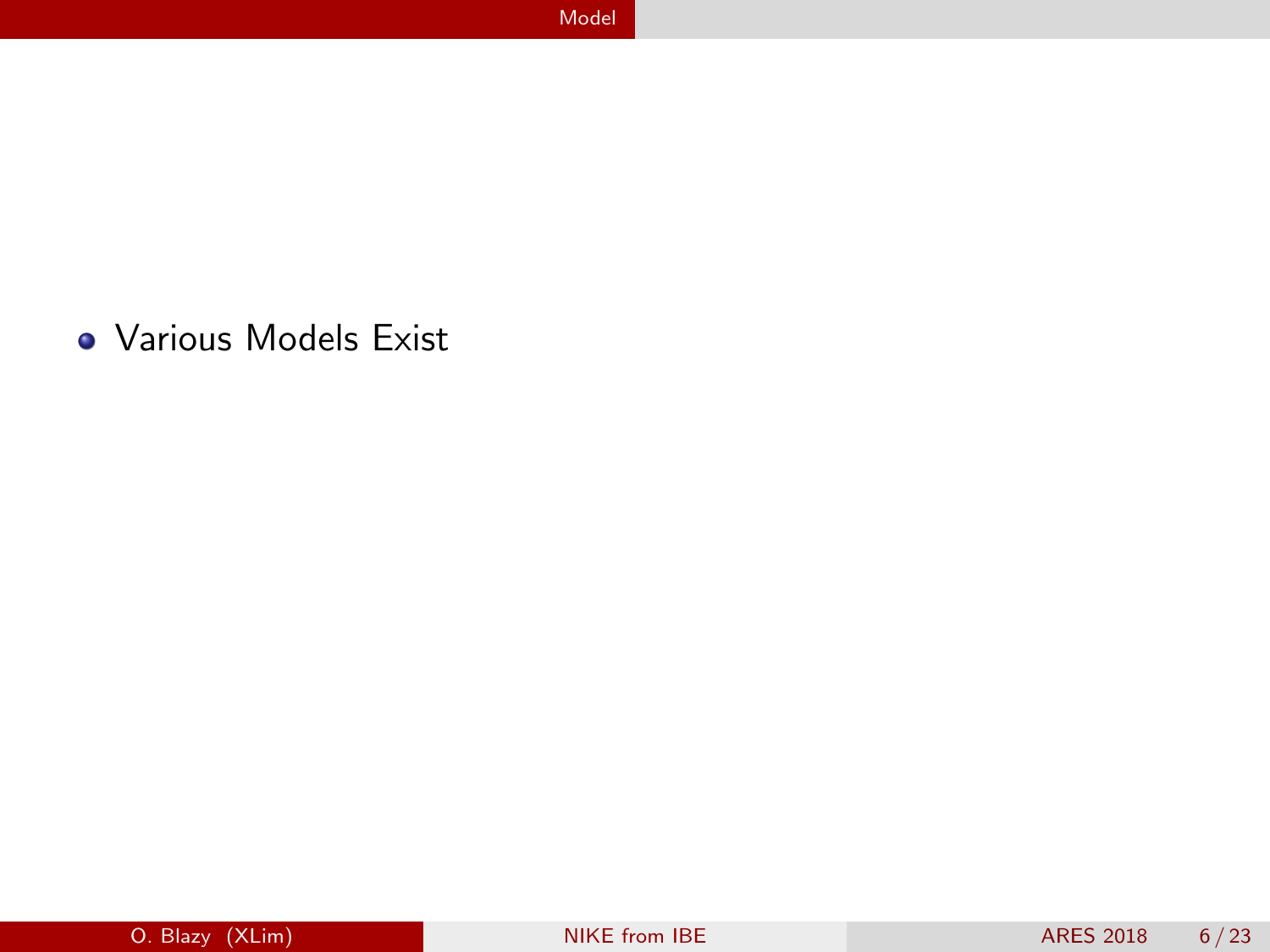- Various Models Exist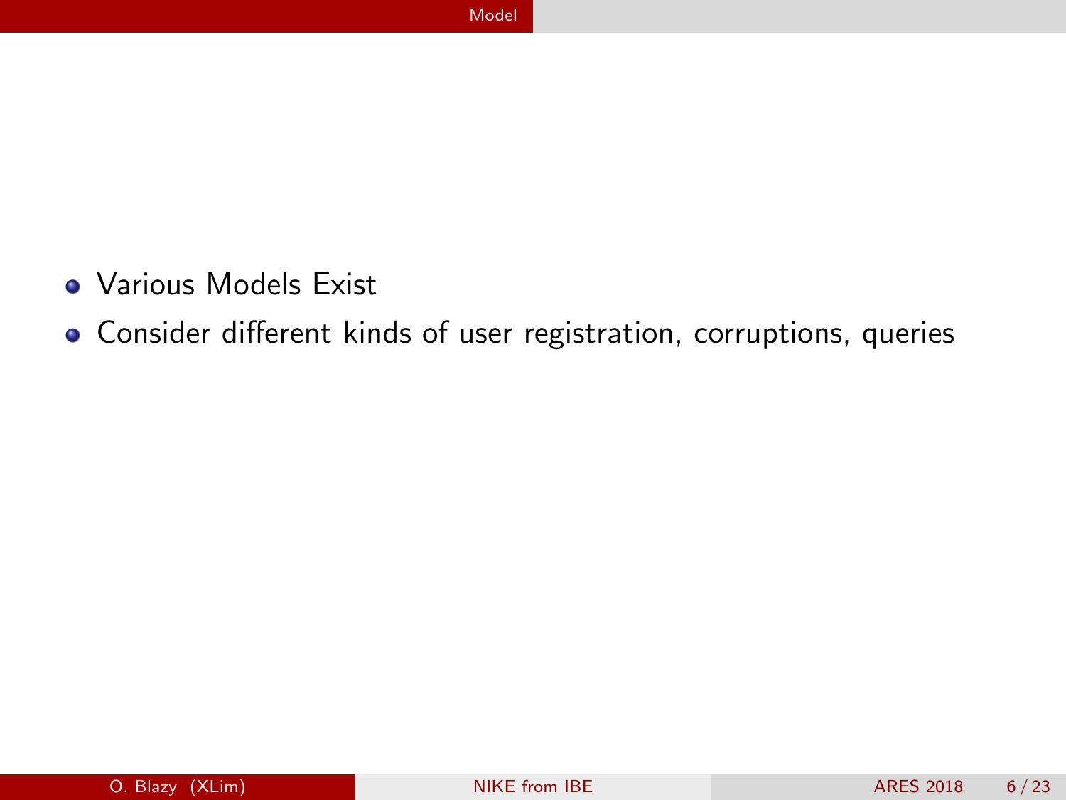- Various Models Exist
- Consider different kinds of user registration, corruptions, queries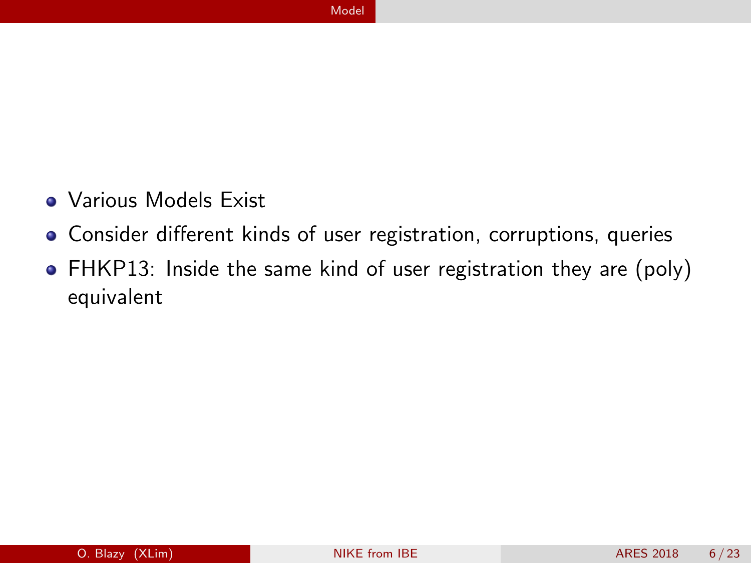- Various Models Exist
- Consider different kinds of user registration, corruptions, queries
- FHKP13: Inside the same kind of user registration they are (poly) equivalent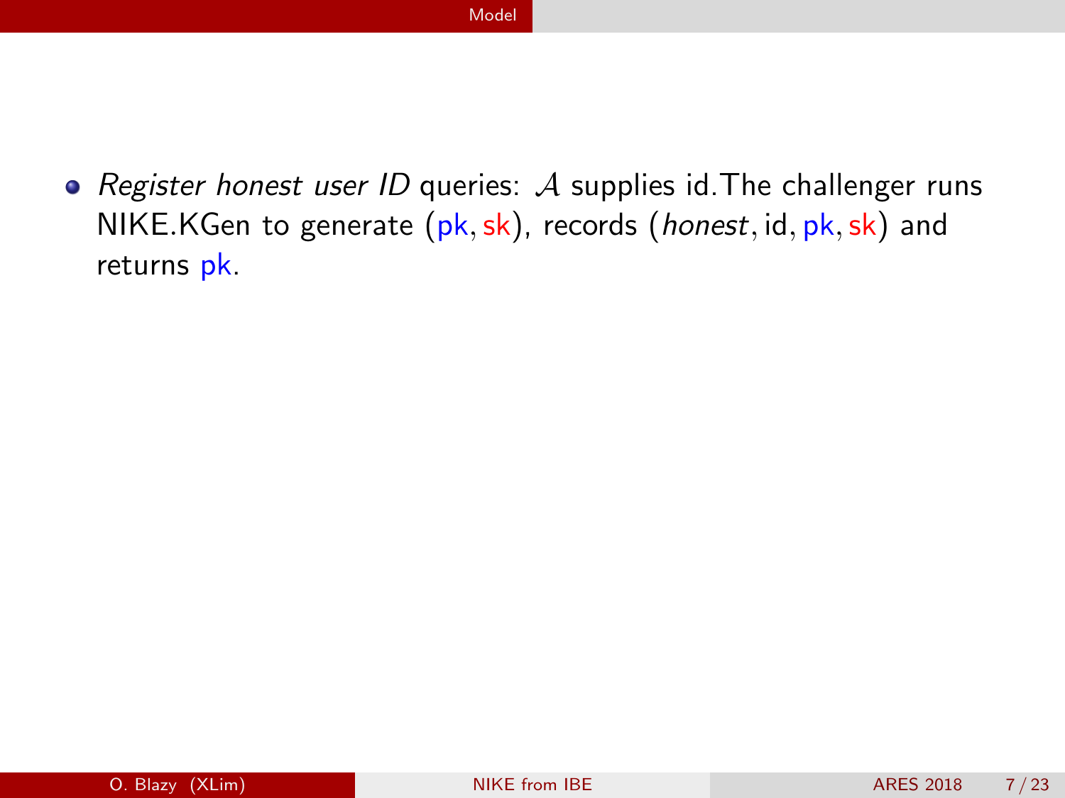- *Register honest user ID* queries: $\mathcal{A}$ supplies id. The challenger runs NIKE.KGen to generate $(\mathsf{pk}, \mathsf{sk})$, records $(\mathit{honest}, \mathsf{id}, \mathsf{pk}, \mathsf{sk})$ and returns $\mathsf{pk}$.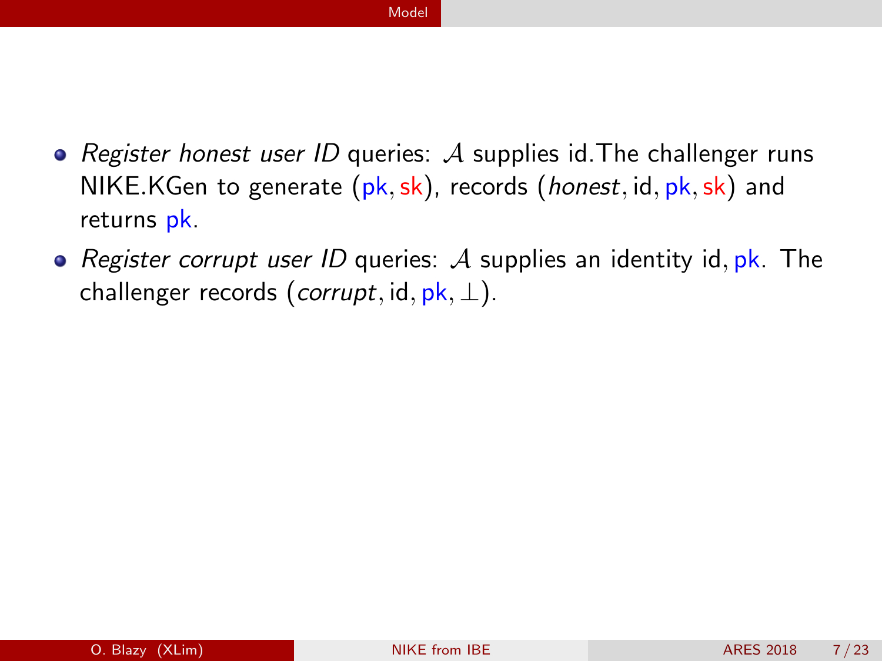- *Register honest user ID* queries: $\mathcal{A}$ supplies id.The challenger runs NIKE.KGen to generate $(\mathsf{pk}, \mathsf{sk})$, records $(\mathit{honest}, \mathsf{id}, \mathsf{pk}, \mathsf{sk})$ and returns $\mathsf{pk}$.
- *Register corrupt user ID* queries: $\mathcal{A}$ supplies an identity $\mathsf{id}, \mathsf{pk}$. The challenger records $(\mathit{corrupt}, \mathsf{id}, \mathsf{pk}, \perp)$.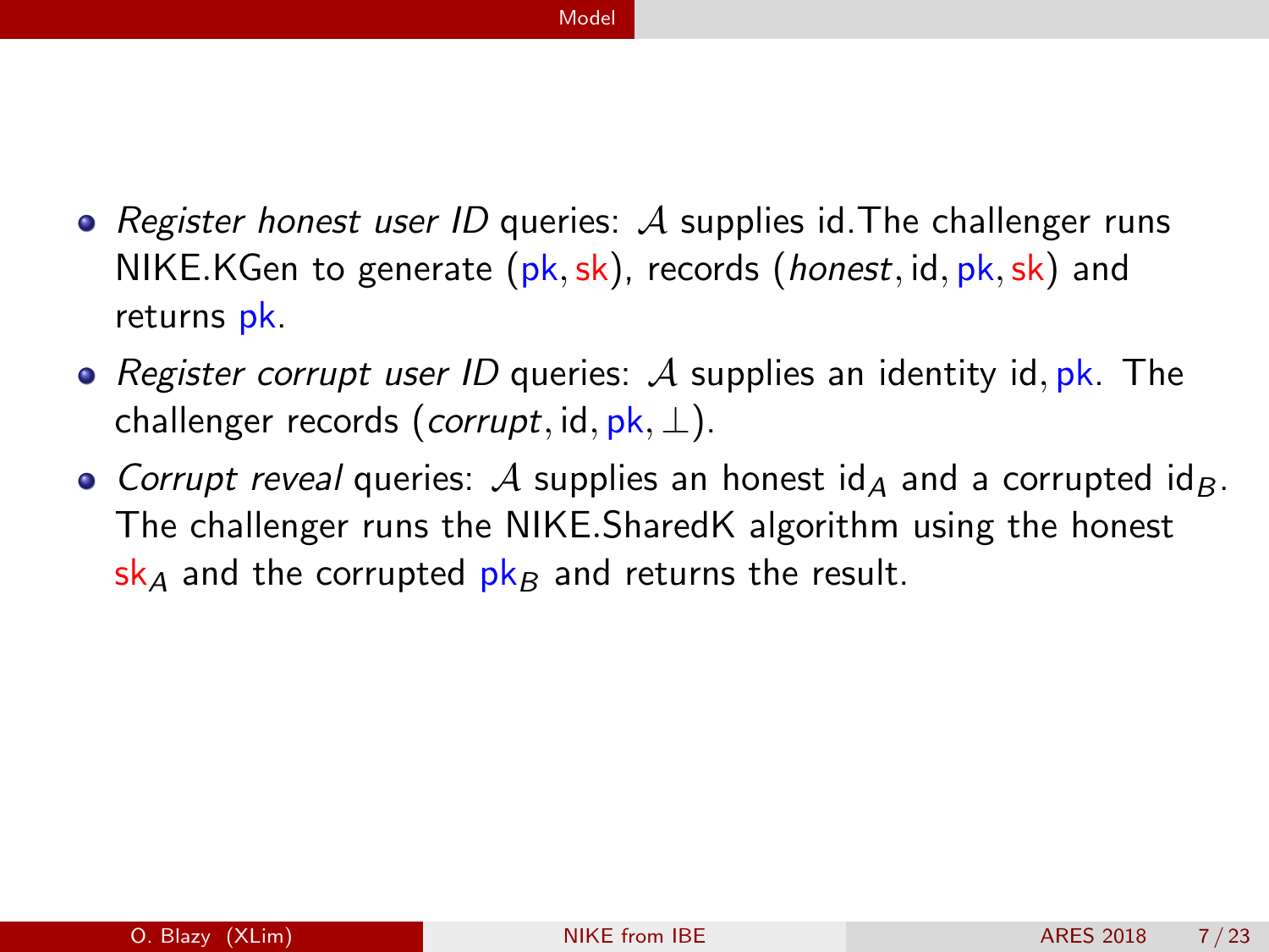- *Register honest user ID* queries: $\mathcal{A}$ supplies id.The challenger runs NIKE.KGen to generate $(\mathsf{pk}, \mathsf{sk})$, records $(\mathit{honest}, \mathsf{id}, \mathsf{pk}, \mathsf{sk})$ and returns $\mathsf{pk}$.
- *Register corrupt user ID* queries: $\mathcal{A}$ supplies an identity $\mathsf{id}, \mathsf{pk}$. The challenger records $(\mathit{corrupt}, \mathsf{id}, \mathsf{pk}, \perp)$.
- *Corrupt reveal* queries: $\mathcal{A}$ supplies an honest $\mathsf{id}_A$ and a corrupted $\mathsf{id}_B$. The challenger runs the NIKE.SharedK algorithm using the honest $\mathsf{sk}_A$ and the corrupted $\mathsf{pk}_B$ and returns the result.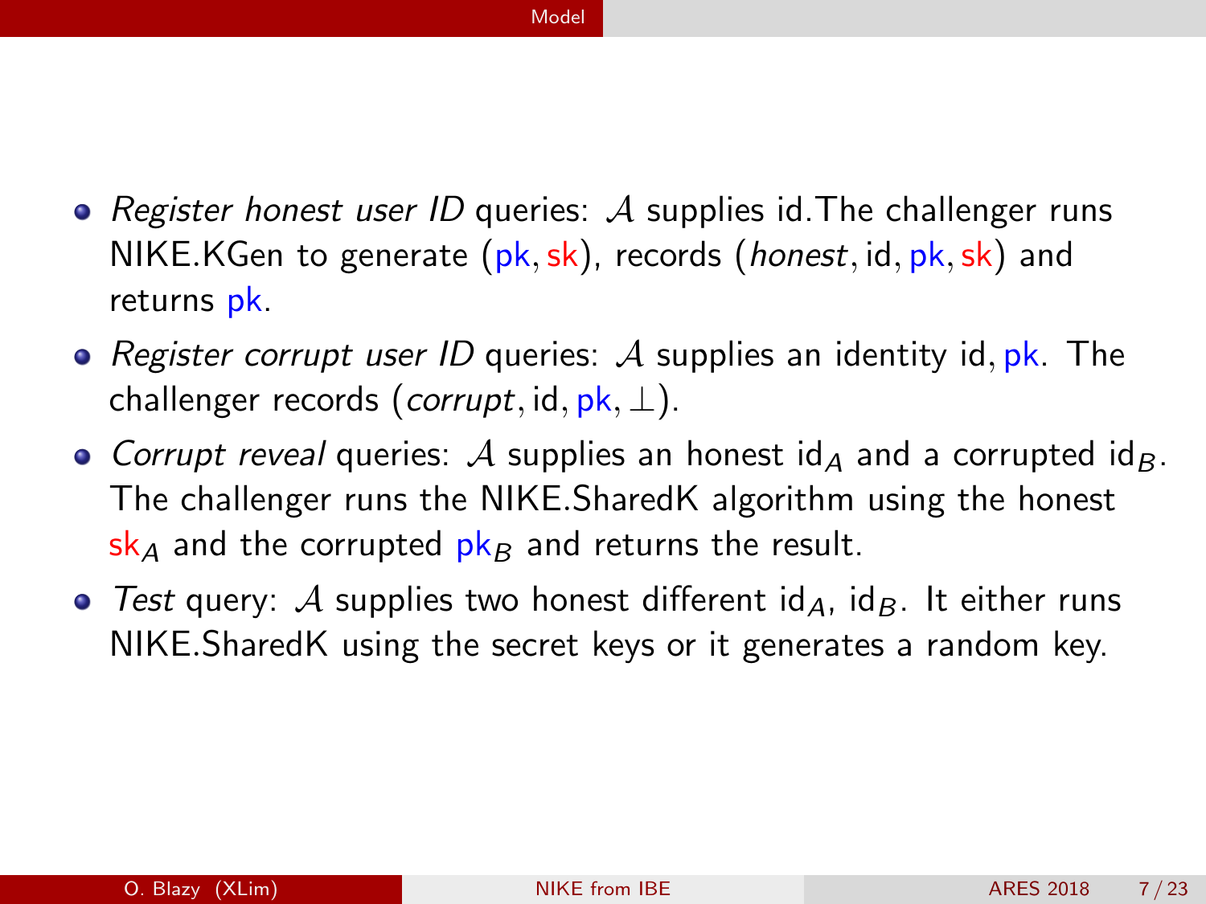- *Register honest user ID* queries: $\mathcal{A}$ supplies id.The challenger runs NIKE.KGen to generate $(\mathsf{pk}, \mathsf{sk})$, records $(\mathit{honest}, \mathsf{id}, \mathsf{pk}, \mathsf{sk})$ and returns $\mathsf{pk}$.
- *Register corrupt user ID* queries: $\mathcal{A}$ supplies an identity $\mathsf{id}, \mathsf{pk}$. The challenger records $(\mathit{corrupt}, \mathsf{id}, \mathsf{pk}, \perp)$.
- *Corrupt reveal* queries: $\mathcal{A}$ supplies an honest $\mathsf{id}_A$ and a corrupted $\mathsf{id}_B$. The challenger runs the NIKE.SharedK algorithm using the honest $\mathsf{sk}_A$ and the corrupted $\mathsf{pk}_B$ and returns the result.
- *Test* query: $\mathcal{A}$ supplies two honest different $\mathsf{id}_A$, $\mathsf{id}_B$. It either runs NIKE.SharedK using the secret keys or it generates a random key.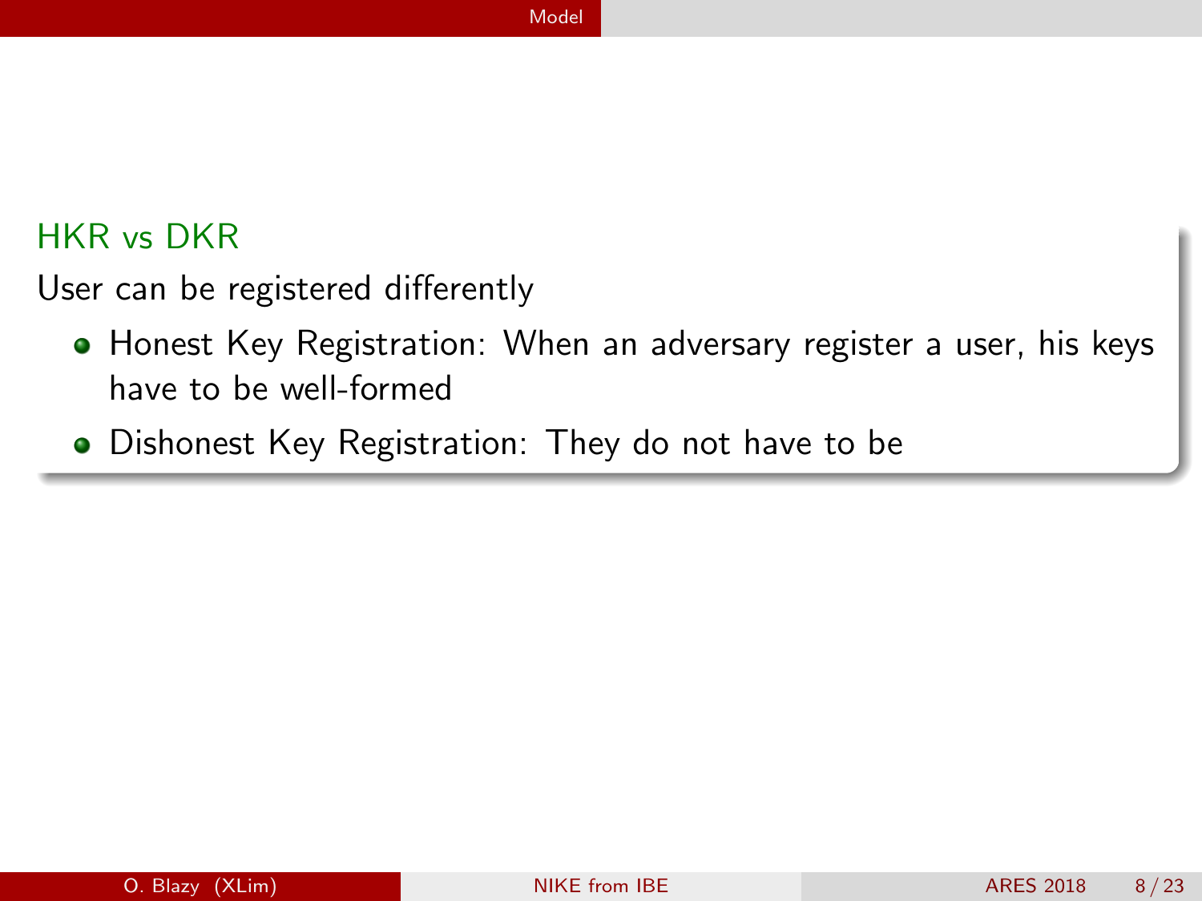## HKR vs DKR

User can be registered differently

- Honest Key Registration: When an adversary register a user, his keys have to be well-formed
- Dishonest Key Registration: They do not have to be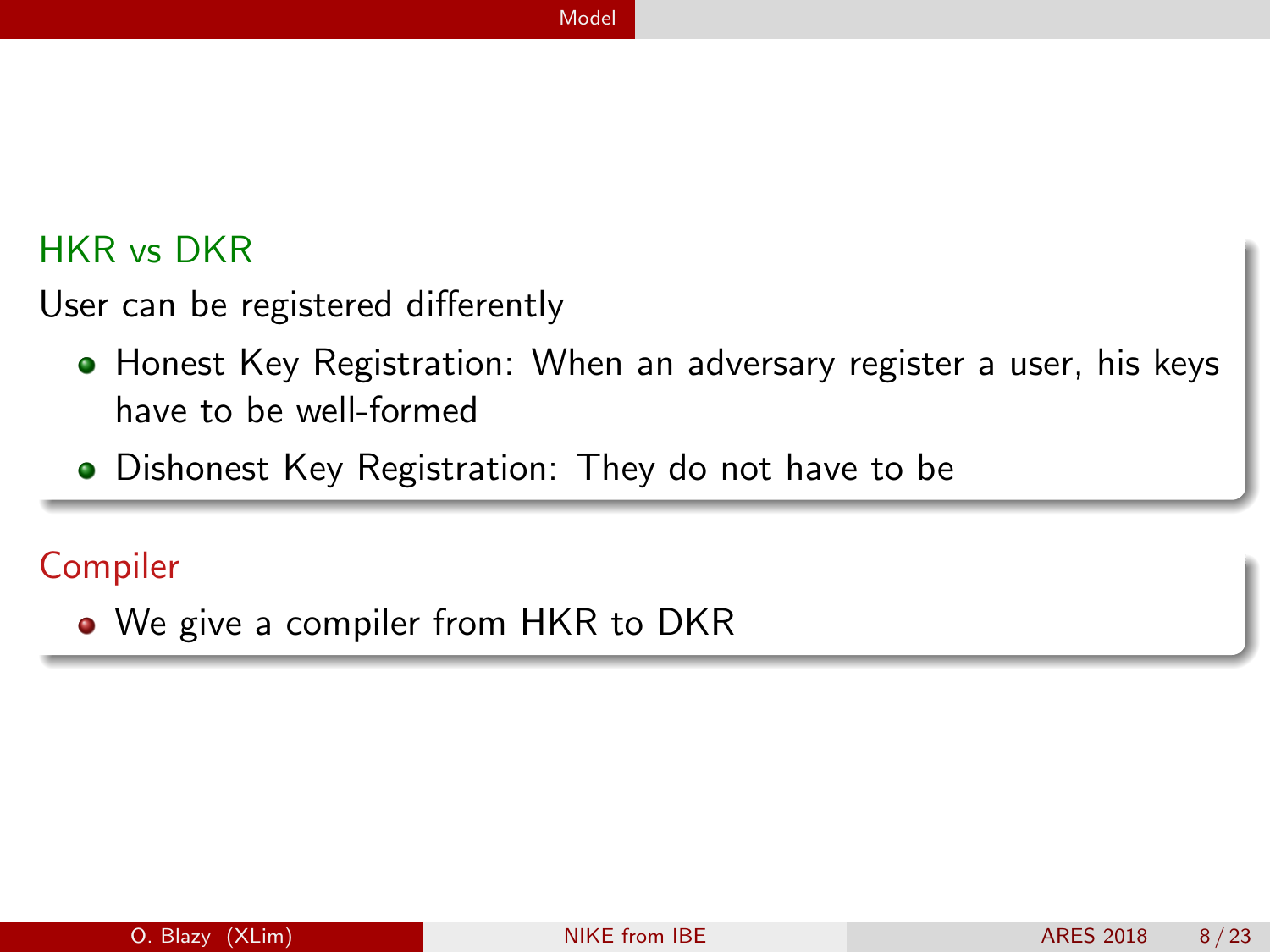### HKR vs DKR

User can be registered differently

- Honest Key Registration: When an adversary register a user, his keys have to be well-formed
- Dishonest Key Registration: They do not have to be

### Compiler

- We give a compiler from HKR to DKR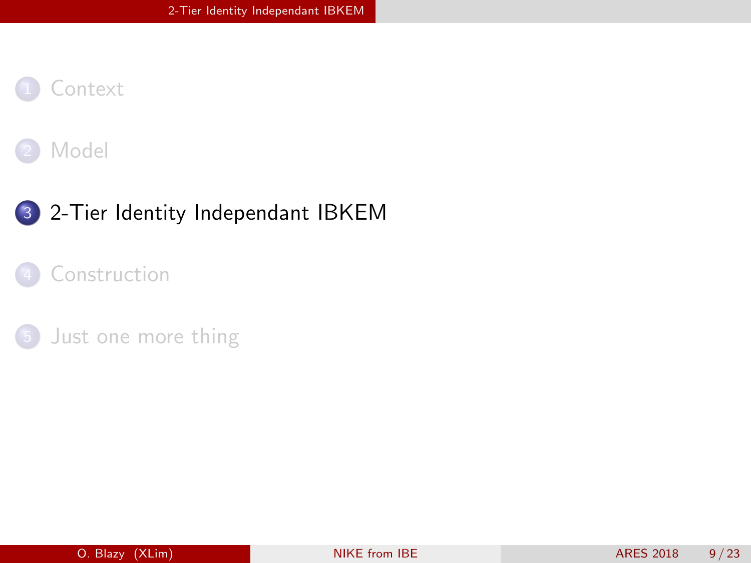1. Context
2. Model
3. **2-Tier Identity Independant IBKEM**
4. Construction
5. Just one more thing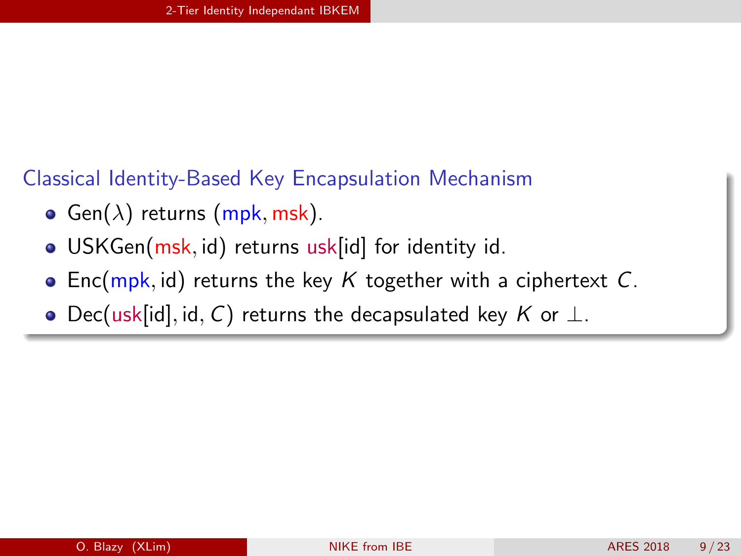### Classical Identity-Based Key Encapsulation Mechanism

- $\mathsf{Gen}(\lambda)$ returns $(\mathsf{mpk}, \mathsf{msk})$.
- $\mathsf{USKGen}(\mathsf{msk}, \mathsf{id})$ returns $\mathsf{usk}[\mathsf{id}]$ for identity id.
- $\mathsf{Enc}(\mathsf{mpk}, \mathsf{id})$ returns the key $K$ together with a ciphertext $C$.
- $\mathsf{Dec}(\mathsf{usk}[\mathsf{id}], \mathsf{id}, C)$ returns the decapsulated key $K$ or $\perp$.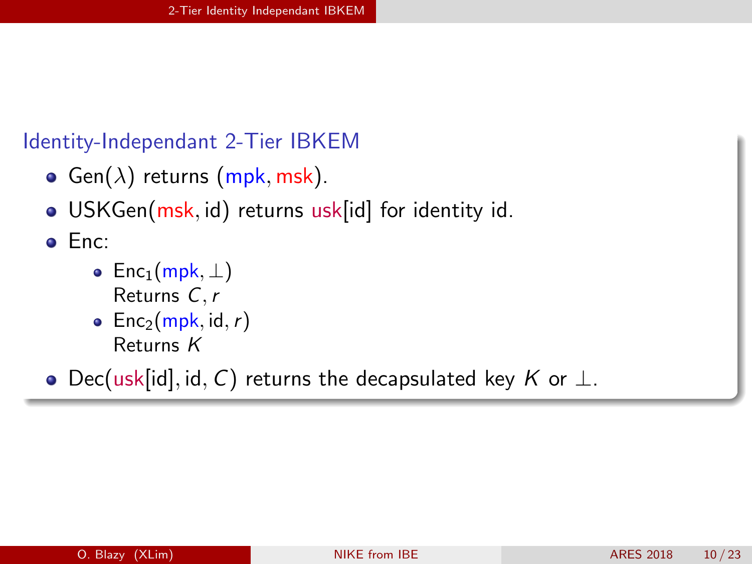## Identity-Independant 2-Tier IBKEM

- $\mathsf{Gen}(\lambda)$ returns $(\mathsf{mpk}, \mathsf{msk})$.
- $\mathsf{USKGen}(\mathsf{msk}, \mathsf{id})$ returns $\mathsf{usk}[\mathsf{id}]$ for identity $\mathsf{id}$.
- Enc:
  - $\mathsf{Enc}_1(\mathsf{mpk}, \perp)$
    Returns $C, r$
  - $\mathsf{Enc}_2(\mathsf{mpk}, \mathsf{id}, r)$
    Returns $K$
- $\mathsf{Dec}(\mathsf{usk}[\mathsf{id}], \mathsf{id}, C)$ returns the decapsulated key $K$ or $\perp$.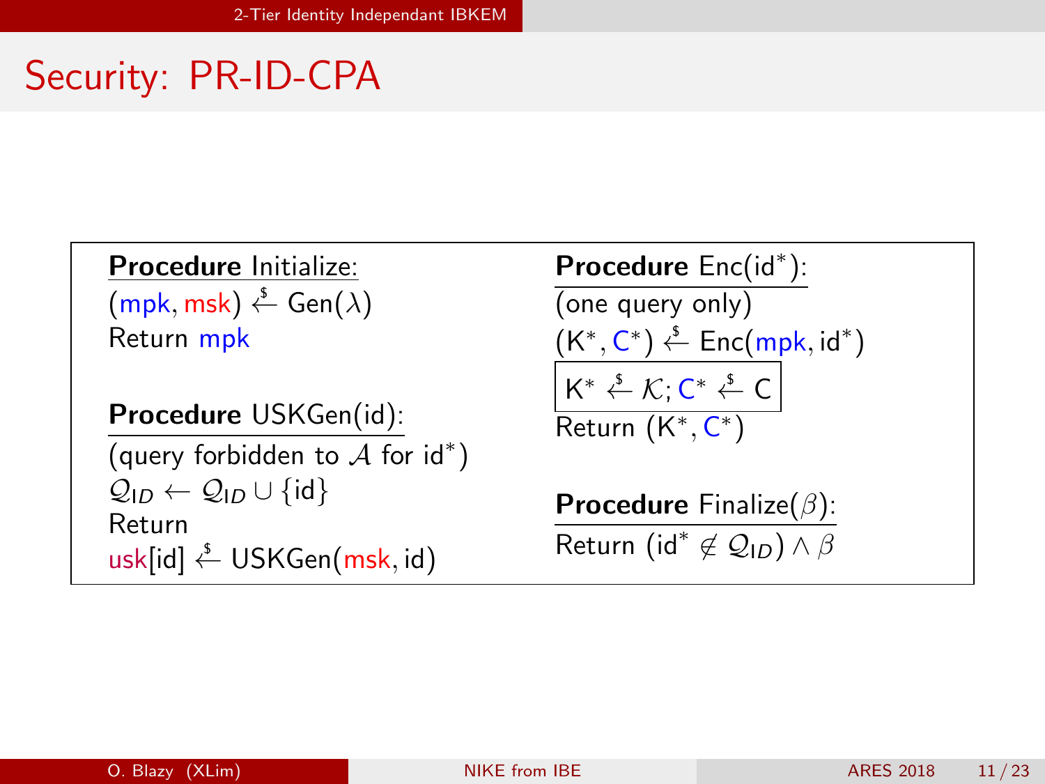# Security: PR-ID-CPA

**Procedure** Initialize:
$(\mathsf{mpk}, \mathsf{msk}) \stackrel{\$}{\leftarrow} \mathsf{Gen}(\lambda)$
Return $\mathsf{mpk}$

**Procedure** USKGen(id):
(query forbidden to $\mathcal{A}$ for id$^*$)
$\mathcal{Q}_{\mathsf{ID}} \leftarrow \mathcal{Q}_{\mathsf{ID}} \cup \{\mathsf{id}\}$
Return
$\mathsf{usk}[\mathsf{id}] \stackrel{\$}{\leftarrow} \mathsf{USKGen}(\mathsf{msk}, \mathsf{id})$

**Procedure** Enc(id$^*$):
(one query only)
$(\mathsf{K}^*, \mathsf{C}^*) \stackrel{\$}{\leftarrow} \mathsf{Enc}(\mathsf{mpk}, \mathsf{id}^*)$
$\boxed{\mathsf{K}^* \stackrel{\$}{\leftarrow} \mathcal{K}; \mathsf{C}^* \stackrel{\$}{\leftarrow} \mathsf{C}}$
Return $(\mathsf{K}^*, \mathsf{C}^*)$

**Procedure** Finalize($\beta$):
Return $(\mathsf{id}^* \notin \mathcal{Q}_{\mathsf{ID}}) \wedge \beta$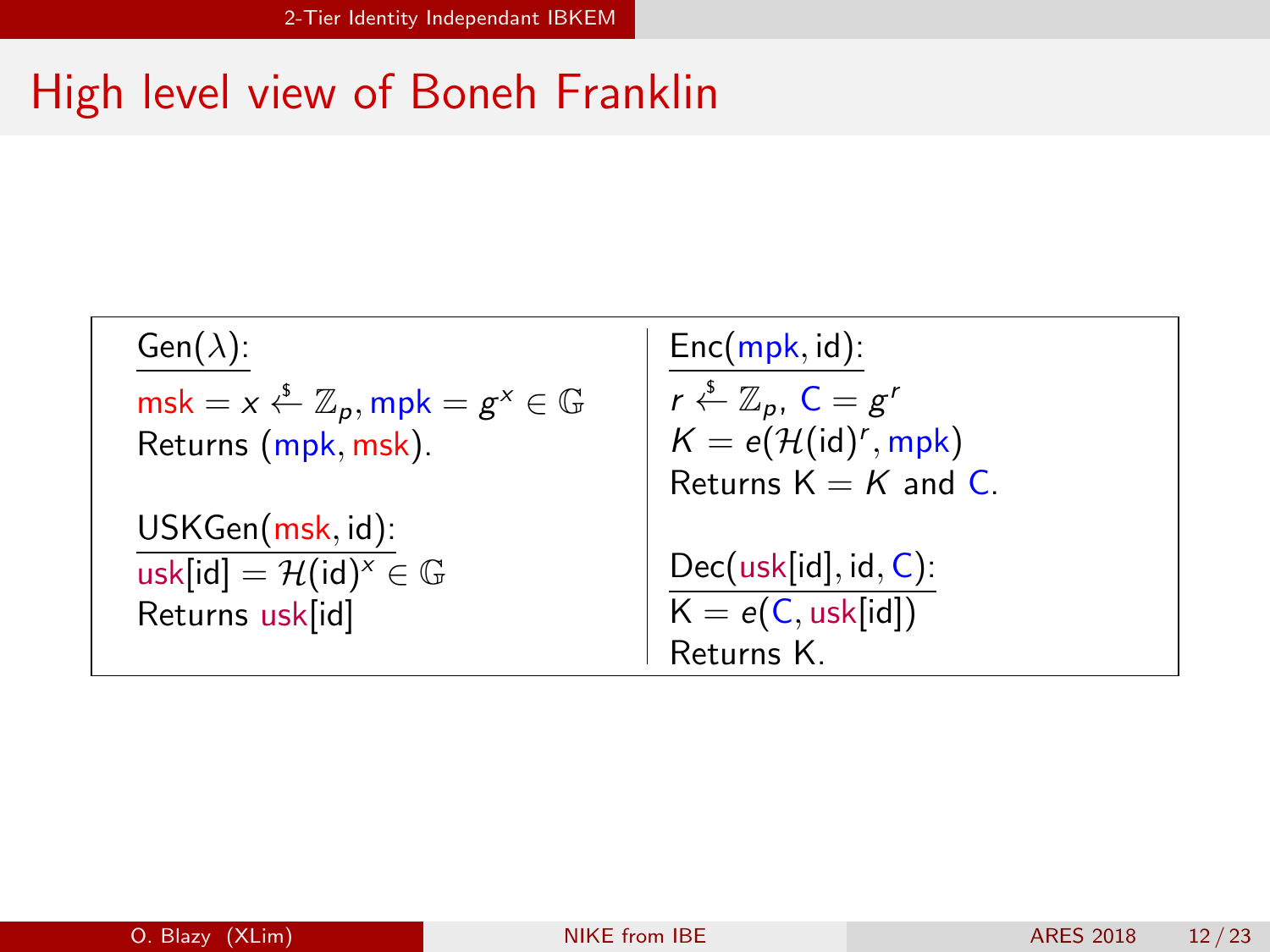# High level view of Boneh Franklin

**Gen($\lambda$):**

$\mathsf{msk} = x \stackrel{\$}{\leftarrow} \mathbb{Z}_p, \mathsf{mpk} = g^x \in \mathbb{G}$

Returns ($\mathsf{mpk}, \mathsf{msk}$).

**USKGen($\mathsf{msk}$, id):**

$\mathsf{usk}[\mathsf{id}] = \mathcal{H}(\mathsf{id})^x \in \mathbb{G}$

Returns $\mathsf{usk}[\mathsf{id}]$

**Enc($\mathsf{mpk}$, id):**

$r \stackrel{\$}{\leftarrow} \mathbb{Z}_p$, $\mathsf{C} = g^r$

$K = e(\mathcal{H}(\mathsf{id})^r, \mathsf{mpk})$

Returns $\mathsf{K} = K$ and $\mathsf{C}$.

**Dec($\mathsf{usk}[\mathsf{id}]$, id, $\mathsf{C}$):**

$\mathsf{K} = e(\mathsf{C}, \mathsf{usk}[\mathsf{id}])$

Returns K.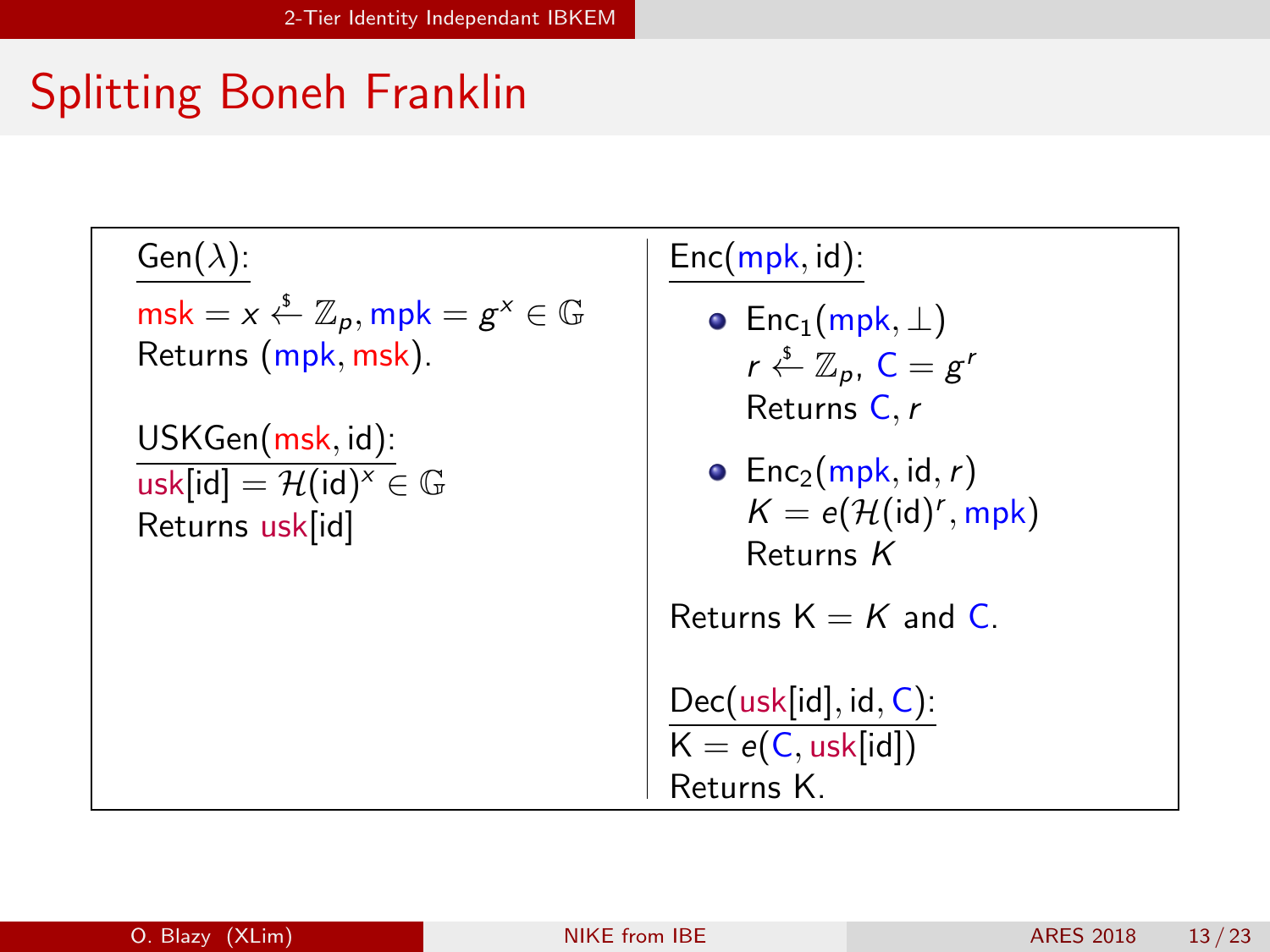# Splitting Boneh Franklin

Gen($\lambda$):

$\mathsf{msk} = x \xleftarrow{\$} \mathbb{Z}_p, \mathsf{mpk} = g^x \in \mathbb{G}$
Returns ($\mathsf{mpk}, \mathsf{msk}$).

USKGen($\mathsf{msk}$, id):

$\mathsf{usk}[\mathsf{id}] = \mathcal{H}(\mathsf{id})^x \in \mathbb{G}$
Returns $\mathsf{usk}[\mathsf{id}]$

Enc($\mathsf{mpk}$, id):

- $\mathsf{Enc}_1(\mathsf{mpk}, \perp)$
  $r \xleftarrow{\$} \mathbb{Z}_p$, $\mathsf{C} = g^r$
  Returns $\mathsf{C}, r$
- $\mathsf{Enc}_2(\mathsf{mpk}, \mathsf{id}, r)$
  $K = e(\mathcal{H}(\mathsf{id})^r, \mathsf{mpk})$
  Returns $K$

Returns $\mathsf{K} = K$ and $\mathsf{C}$.

Dec($\mathsf{usk}[\mathsf{id}]$, id, $\mathsf{C}$):

$\mathsf{K} = e(\mathsf{C}, \mathsf{usk}[\mathsf{id}])$
Returns K.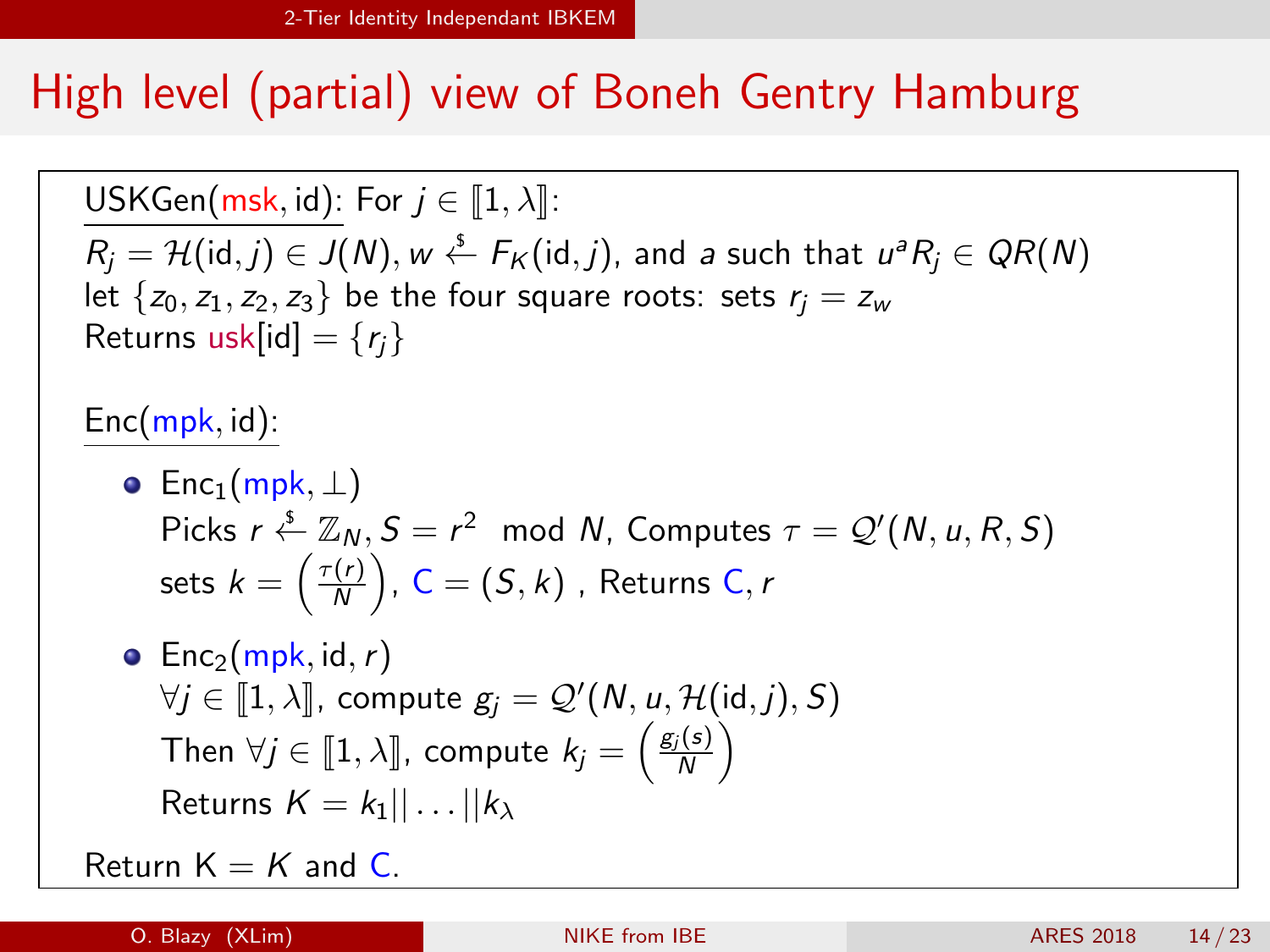# High level (partial) view of Boneh Gentry Hamburg

USKGen(msk, id): For $j \in [\![1, \lambda]\!]$:

$R_j = \mathcal{H}(\mathsf{id}, j) \in J(N), w \stackrel{\$}{\leftarrow} F_K(\mathsf{id}, j)$, and $a$ such that $u^a R_j \in QR(N)$

let $\{z_0, z_1, z_2, z_3\}$ be the four square roots: sets $r_j = z_w$

Returns usk[id] $= \{r_j\}$

Enc(mpk, id):

- Enc$_1$(mpk, $\perp$)
  Picks $r \stackrel{\$}{\leftarrow} \mathbb{Z}_N, S = r^2 \mod N$, Computes $\tau = \mathcal{Q}'(N, u, R, S)$
  sets $k = \left(\frac{\tau(r)}{N}\right)$, C $= (S, k)$ , Returns C, $r$
- Enc$_2$(mpk, id, $r$)
  $\forall j \in [\![1, \lambda]\!]$, compute $g_j = \mathcal{Q}'(N, u, \mathcal{H}(\mathsf{id}, j), S)$
  Then $\forall j \in [\![1, \lambda]\!]$, compute $k_j = \left(\frac{g_j(s)}{N}\right)$
  Returns $K = k_1 || \dots || k_\lambda$

Return K $= K$ and C.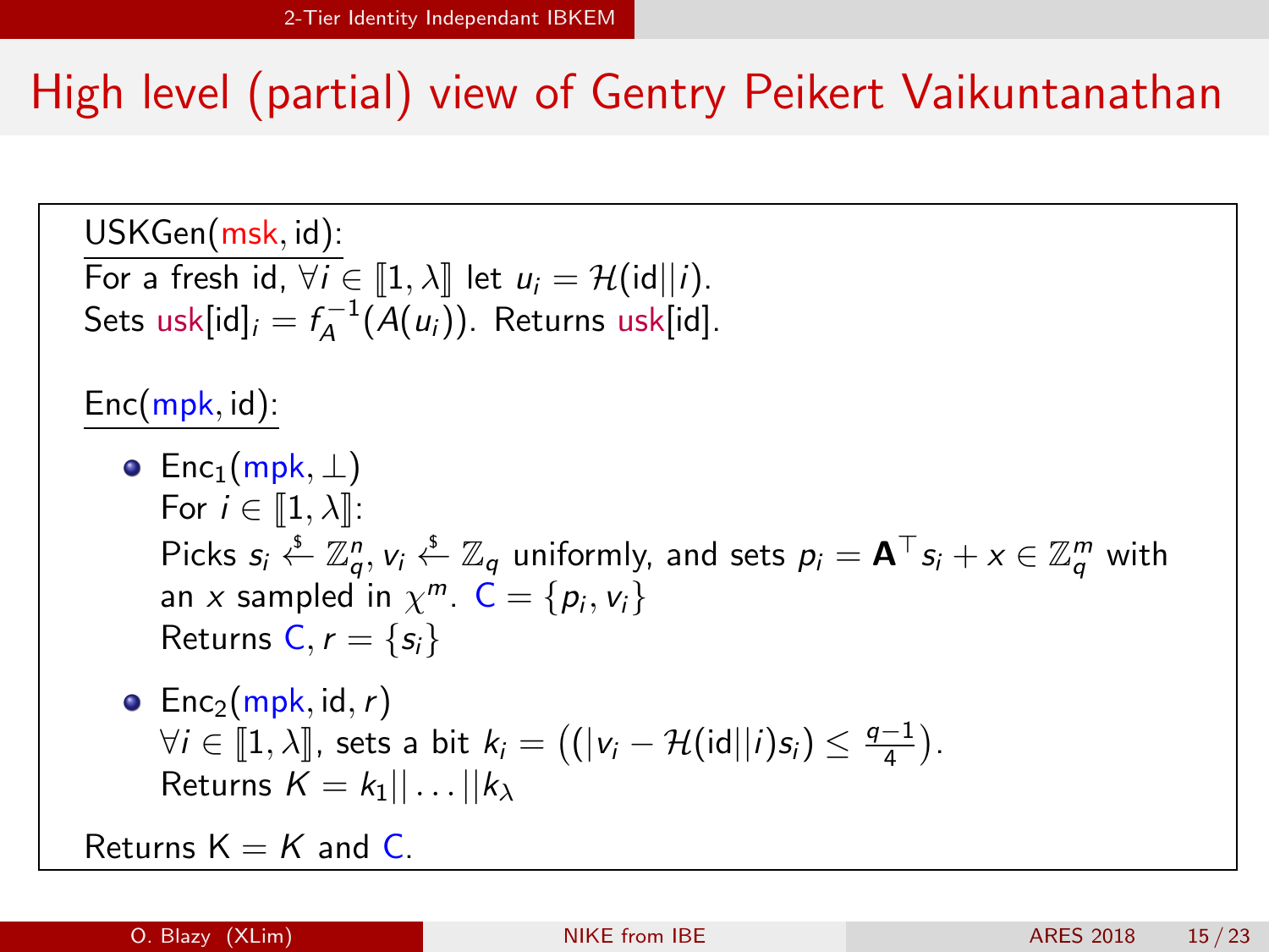# High level (partial) view of Gentry Peikert Vaikuntanathan

USKGen($\mathsf{msk}$, id):

For a fresh id, $\forall i \in [\![1, \lambda]\!]$ let $u_i = \mathcal{H}(\mathrm{id}||i)$.
Sets $\mathsf{usk}[\mathrm{id}]_i = f_A^{-1}(A(u_i))$. Returns $\mathsf{usk}[\mathrm{id}]$.

Enc($\mathsf{mpk}$, id):

- $\mathsf{Enc}_1(\mathsf{mpk}, \perp)$
  For $i \in [\![1, \lambda]\!]$:
  Picks $s_i \xleftarrow{\$} \mathbb{Z}_q^n, v_i \xleftarrow{\$} \mathbb{Z}_q$ uniformly, and sets $p_i = \mathbf{A}^\top s_i + x \in \mathbb{Z}_q^m$ with an $x$ sampled in $\chi^m$. $\mathsf{C} = \{p_i, v_i\}$
  Returns $\mathsf{C}, r = \{s_i\}$
- $\mathsf{Enc}_2(\mathsf{mpk}, \mathrm{id}, r)$
  $\forall i \in [\![1, \lambda]\!]$, sets a bit $k_i = \left((|v_i - \mathcal{H}(\mathrm{id}||i)s_i) \leq \frac{q-1}{4}\right)$.
  Returns $K = k_1|| \ldots ||k_\lambda$

Returns $\mathsf{K} = K$ and $\mathsf{C}$.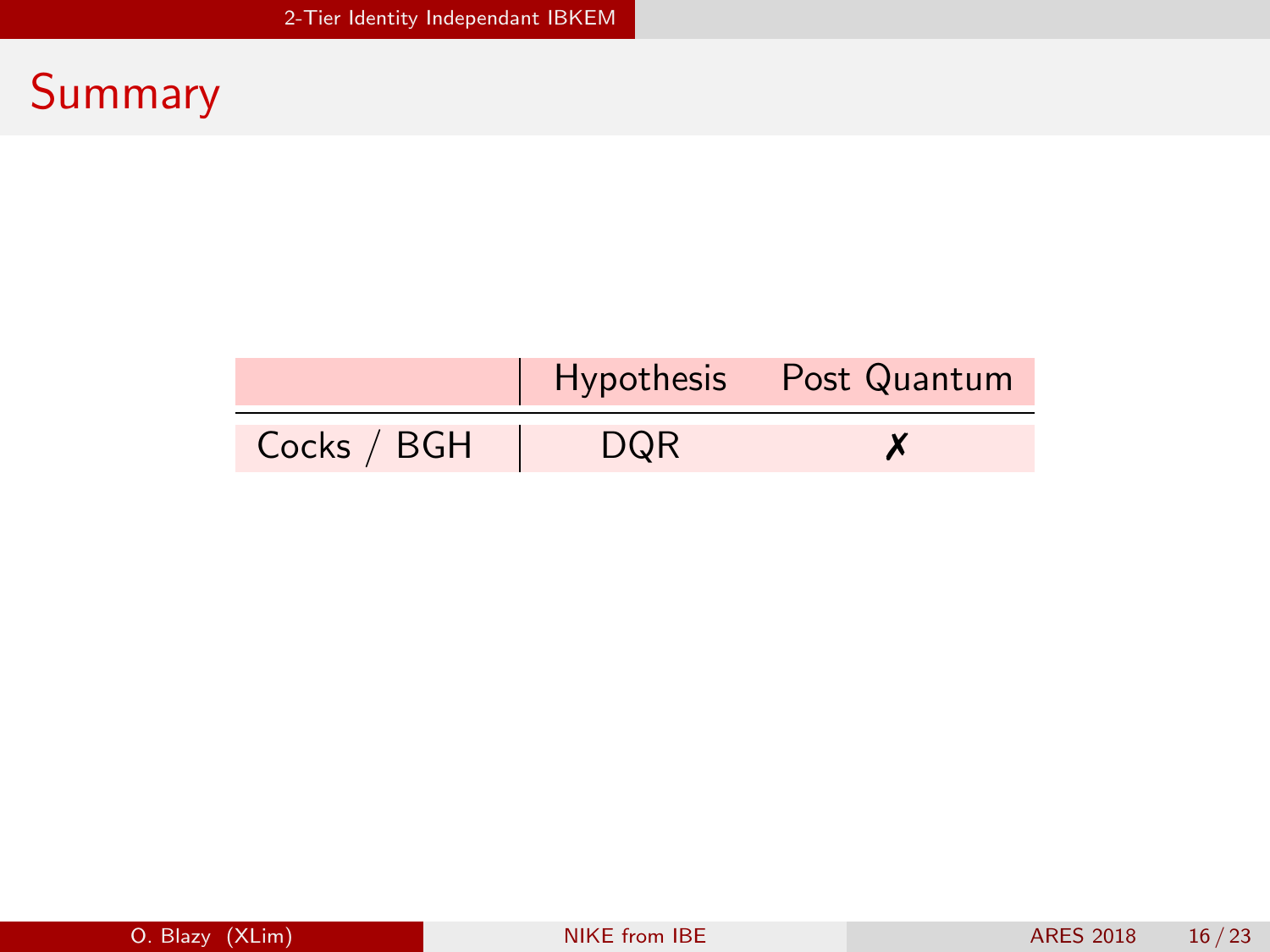# Summary

| | Hypothesis | Post Quantum |
|---|---|---|
| Cocks / BGH | DQR | ✗ |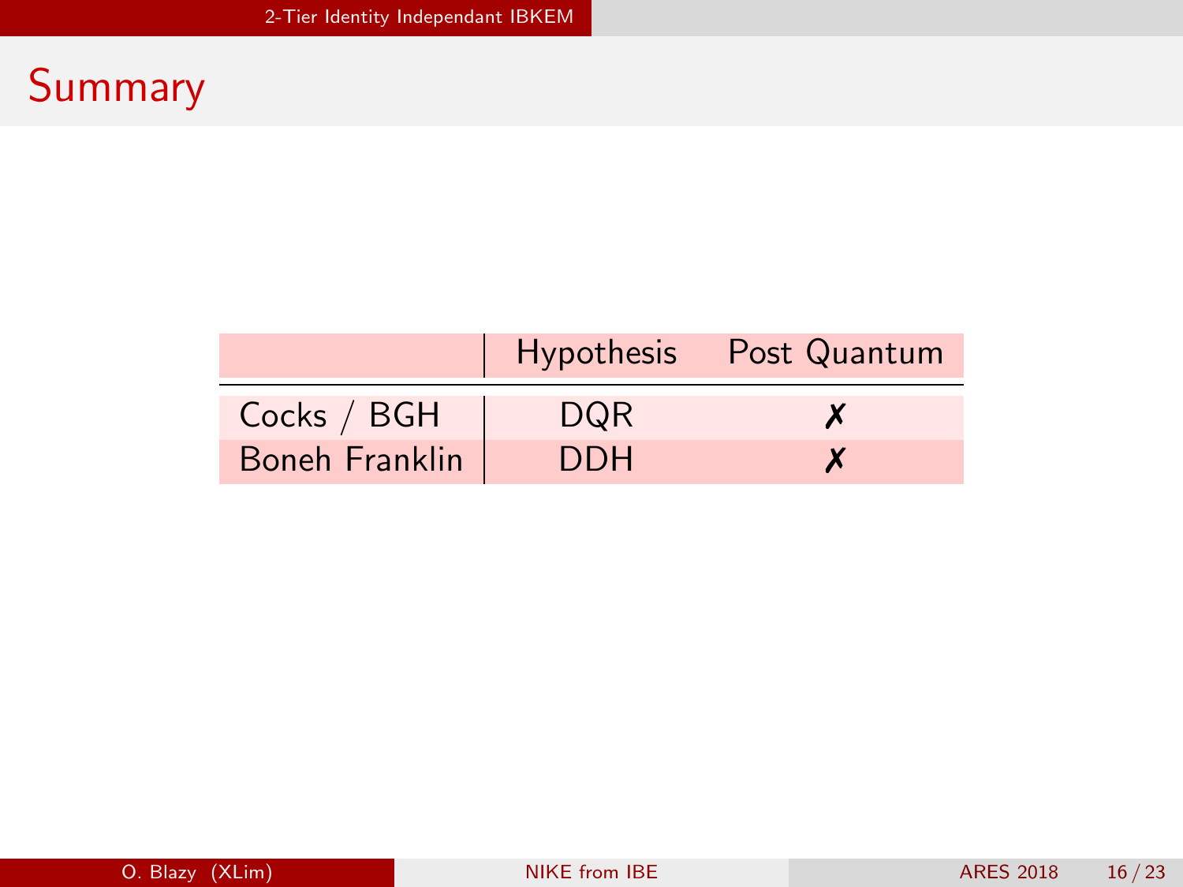# Summary

| | Hypothesis | Post Quantum |
|---|---|---|
| Cocks / BGH | DQR | ✗ |
| Boneh Franklin | DDH | ✗ |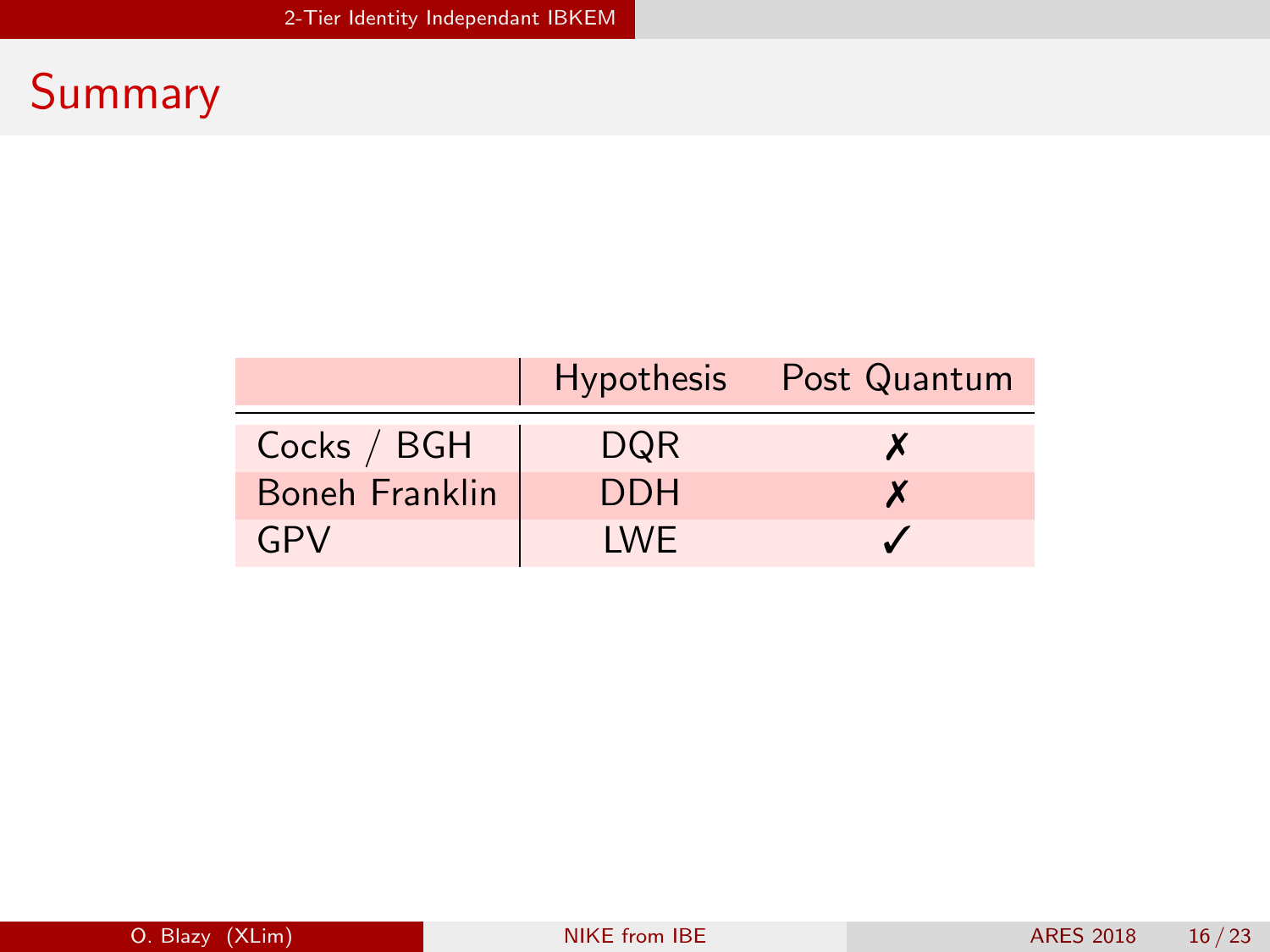# Summary

| | Hypothesis | Post Quantum |
|---|---|---|
| Cocks / BGH | DQR | ✗ |
| Boneh Franklin | DDH | ✗ |
| GPV | LWE | ✓ |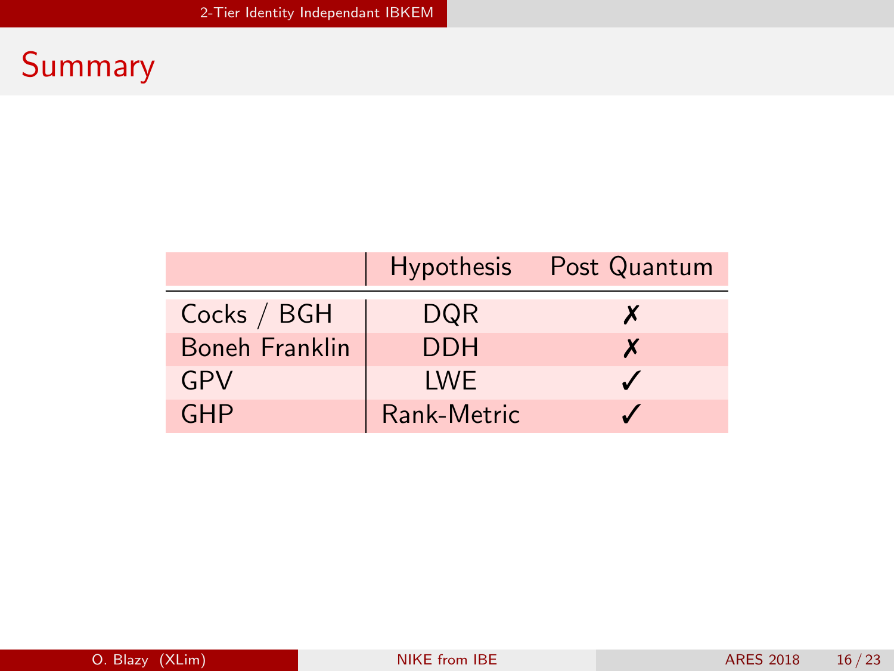# Summary

| | Hypothesis | Post Quantum |
|---|---|---|
| Cocks / BGH | DQR | ✗ |
| Boneh Franklin | DDH | ✗ |
| GPV | LWE | ✓ |
| GHP | Rank-Metric | ✓ |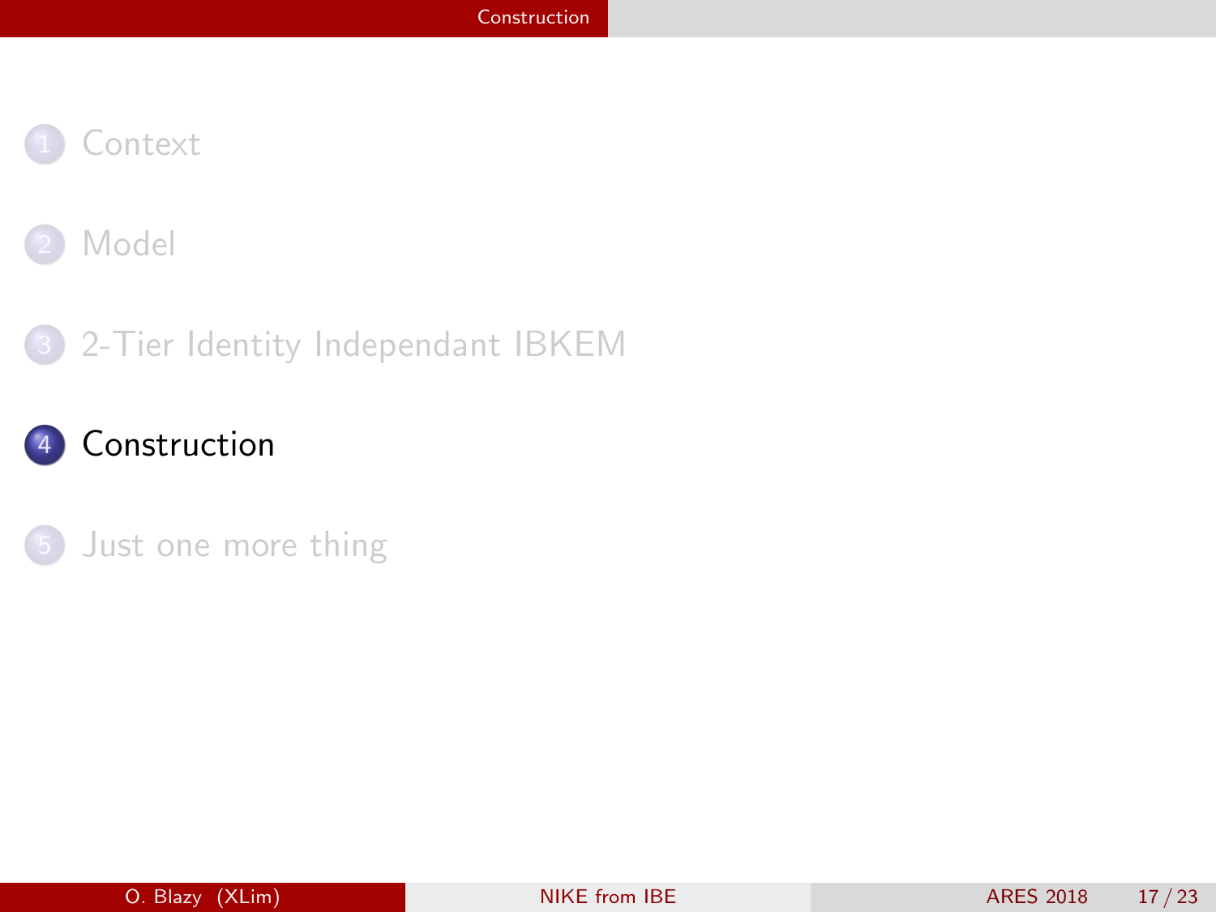1. Context
2. Model
3. 2-Tier Identity Independant IBKEM
4. **Construction**
5. Just one more thing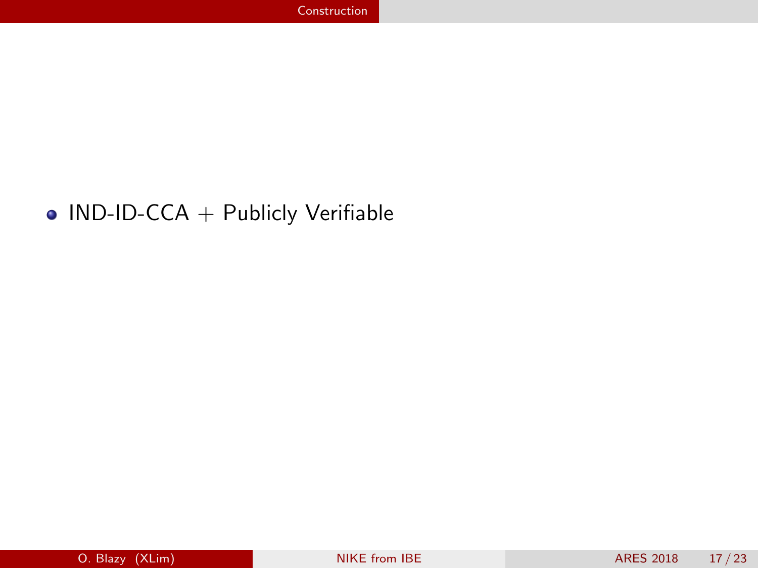- IND-ID-CCA + Publicly Verifiable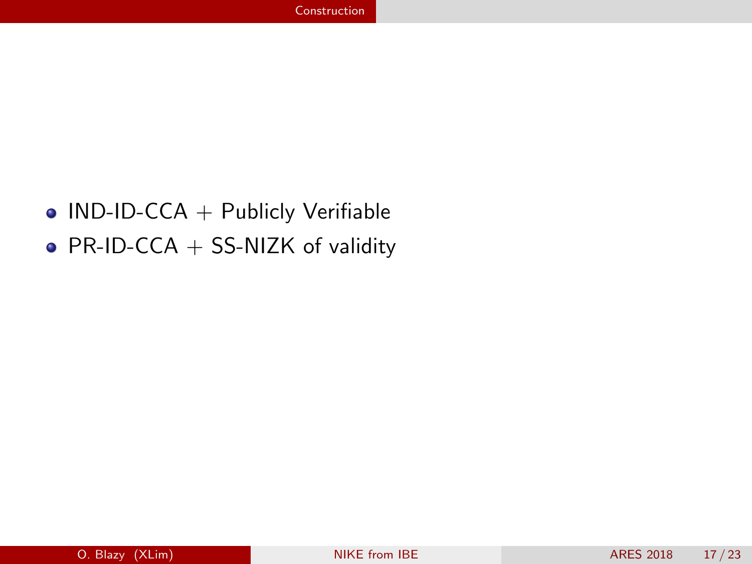- IND-ID-CCA + Publicly Verifiable
- PR-ID-CCA + SS-NIZK of validity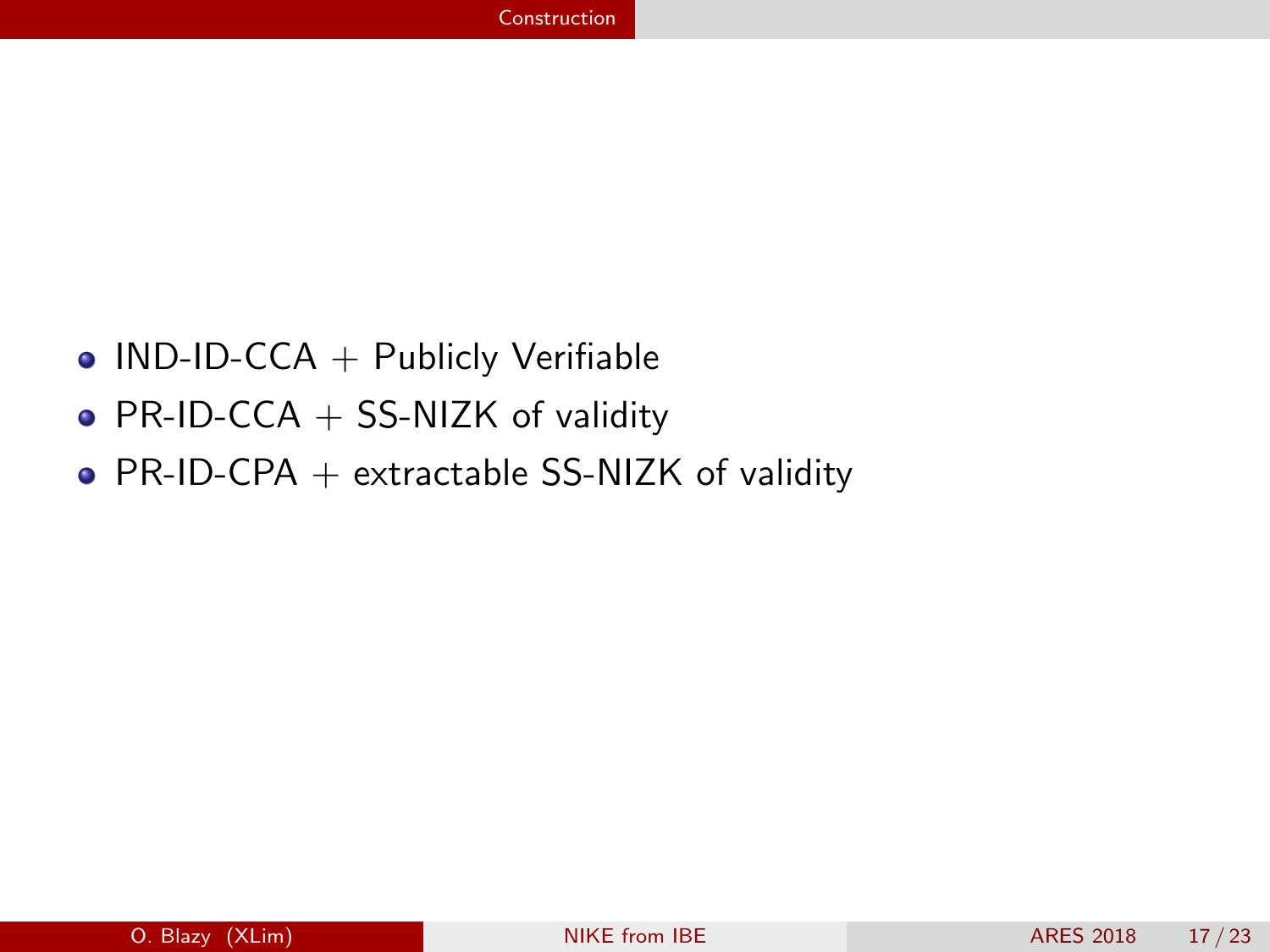- IND-ID-CCA + Publicly Verifiable
- PR-ID-CCA + SS-NIZK of validity
- PR-ID-CPA + extractable SS-NIZK of validity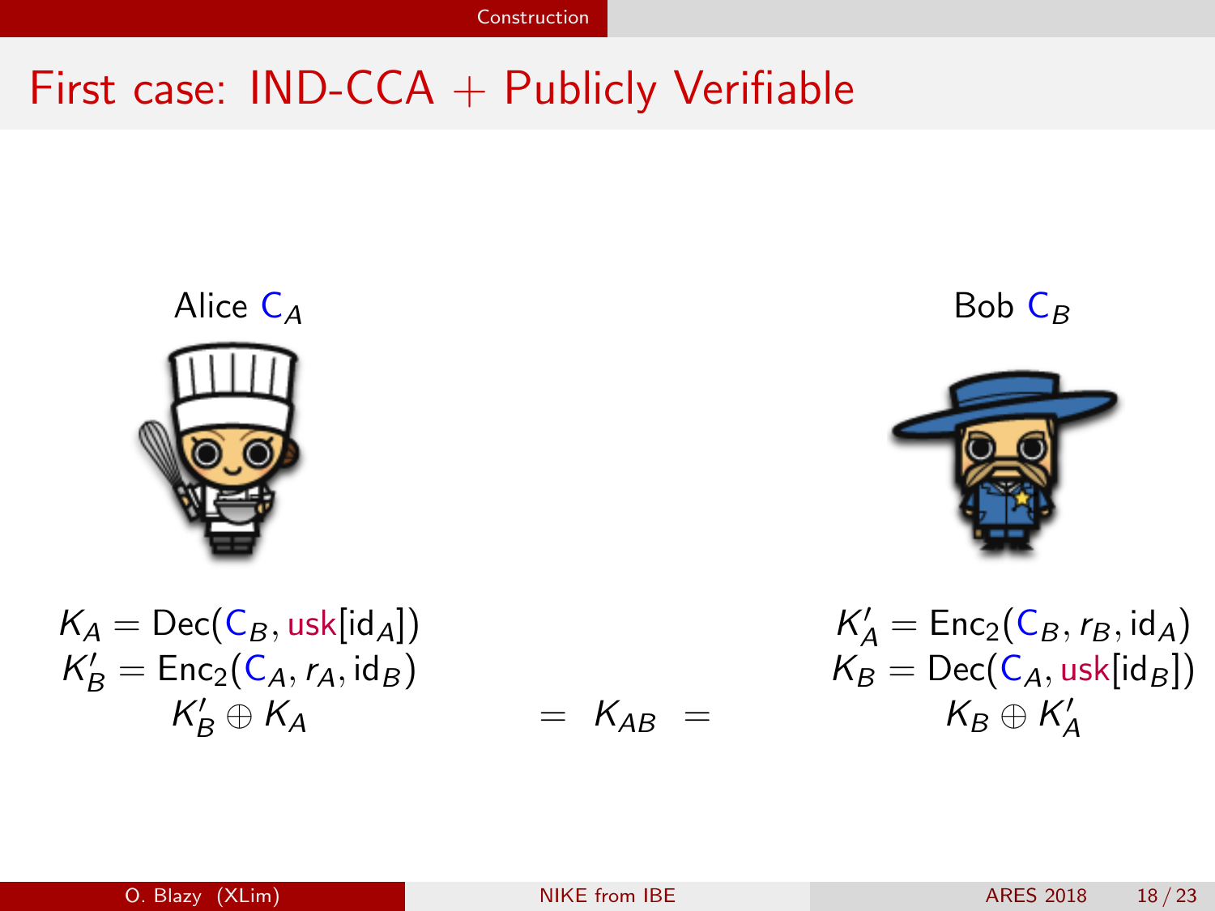# First case: IND-CCA + Publicly Verifiable

Alice $C_A$

Bob $C_B$

$$K_A = \mathsf{Dec}(C_B, \mathsf{usk}[\mathsf{id}_A])$$
$$K'_B = \mathsf{Enc}_2(C_A, r_A, \mathsf{id}_B)$$
$$K'_B \oplus K_A$$

$$= \quad K_{AB} \quad =$$

$$K'_A = \mathsf{Enc}_2(C_B, r_B, \mathsf{id}_A)$$
$$K_B = \mathsf{Dec}(C_A, \mathsf{usk}[\mathsf{id}_B])$$
$$K_B \oplus K'_A$$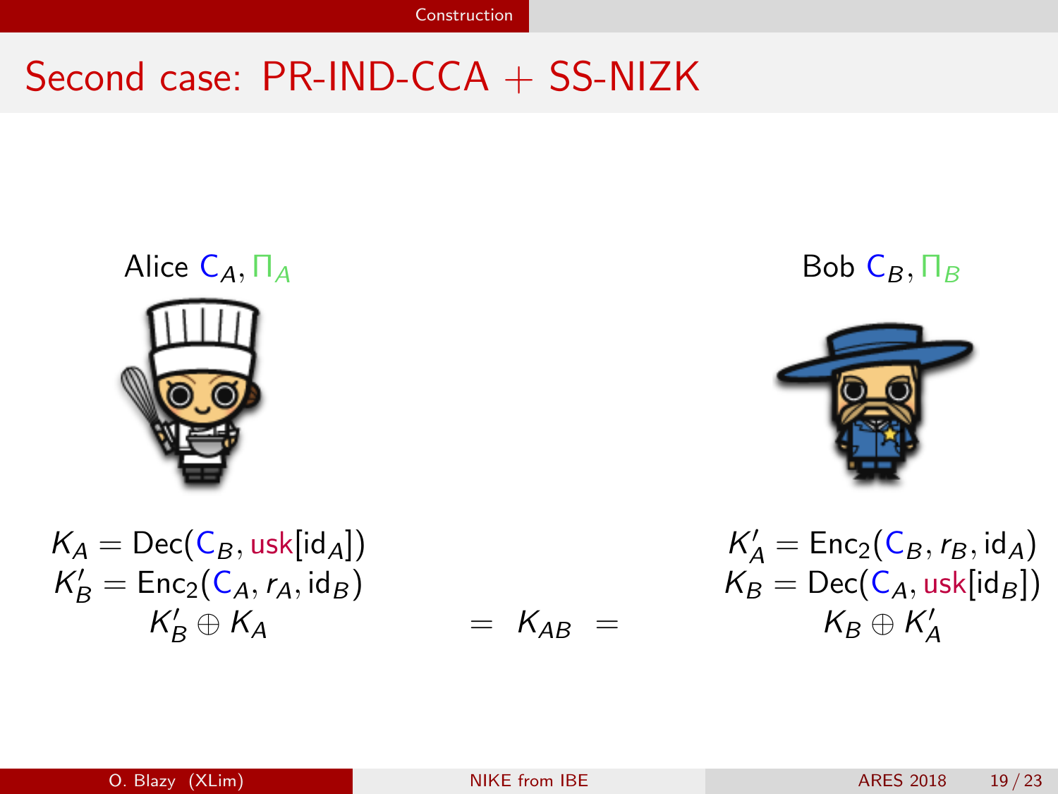# Second case: PR-IND-CCA + SS-NIZK

Alice $\mathsf{C}_A, \Pi_A$

Bob $\mathsf{C}_B, \Pi_B$

$$K_A = \mathsf{Dec}(\mathsf{C}_B, \mathsf{usk}[\mathsf{id}_A])$$
$$K'_B = \mathsf{Enc}_2(\mathsf{C}_A, r_A, \mathsf{id}_B)$$
$$K'_B \oplus K_A$$

$$= \; K_{AB} \; =$$

$$K'_A = \mathsf{Enc}_2(\mathsf{C}_B, r_B, \mathsf{id}_A)$$
$$K_B = \mathsf{Dec}(\mathsf{C}_A, \mathsf{usk}[\mathsf{id}_B])$$
$$K_B \oplus K'_A$$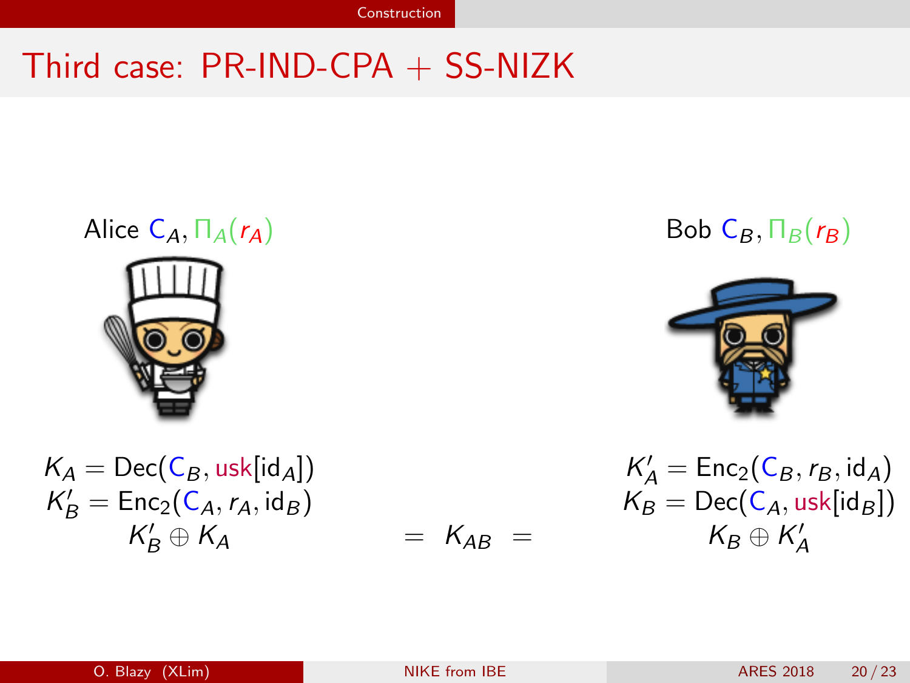# Third case: PR-IND-CPA + SS-NIZK

Alice $\mathsf{C}_A, \Pi_A(r_A)$

Bob $\mathsf{C}_B, \Pi_B(r_B)$

$$K_A = \mathsf{Dec}(\mathsf{C}_B, \mathsf{usk}[\mathsf{id}_A])$$
$$K'_B = \mathsf{Enc}_2(\mathsf{C}_A, r_A, \mathsf{id}_B)$$
$$K'_B \oplus K_A$$

$$= \quad K_{AB} \quad =$$

$$K'_A = \mathsf{Enc}_2(\mathsf{C}_B, r_B, \mathsf{id}_A)$$
$$K_B = \mathsf{Dec}(\mathsf{C}_A, \mathsf{usk}[\mathsf{id}_B])$$
$$K_B \oplus K'_A$$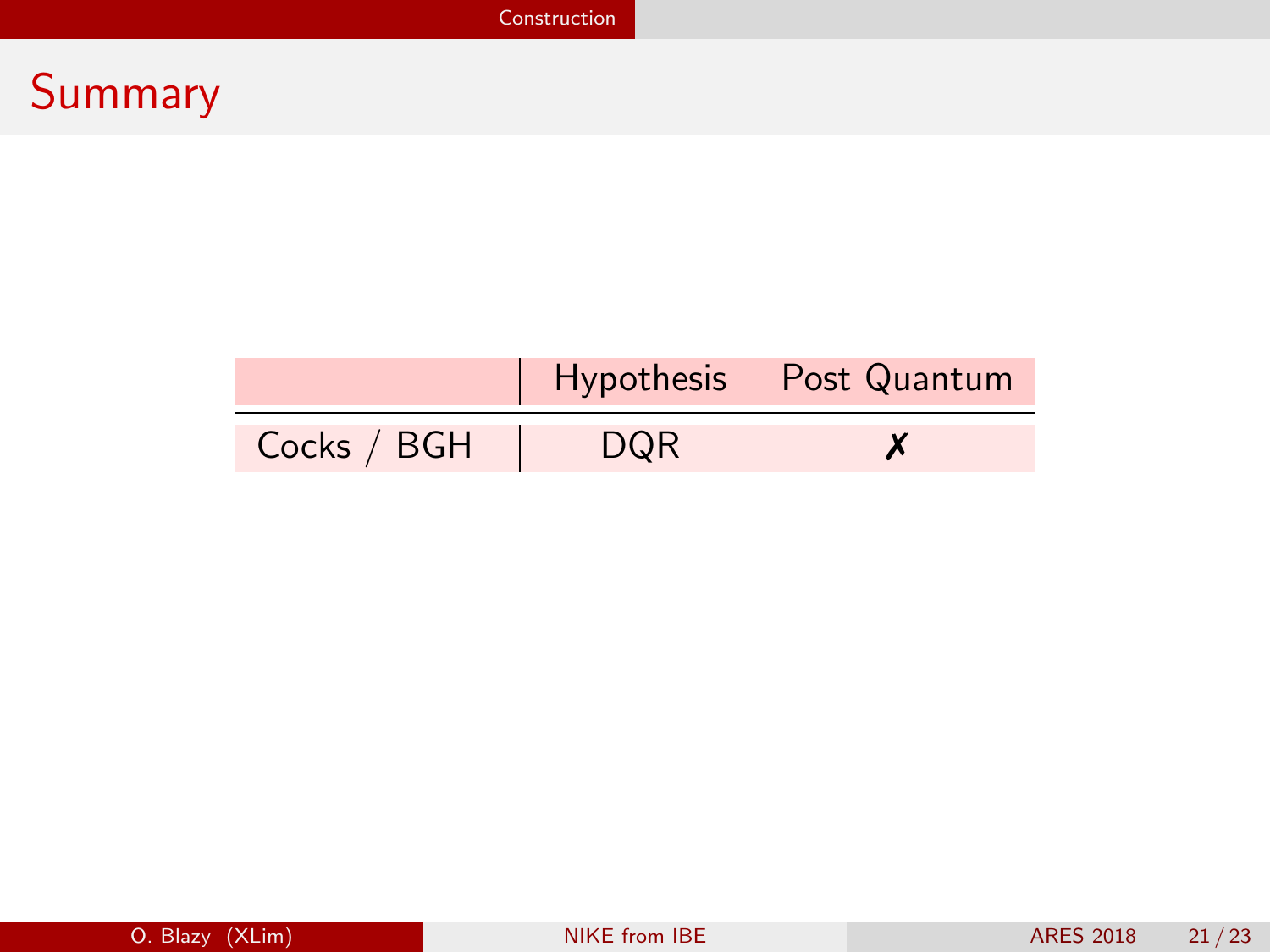# Summary

| | Hypothesis | Post Quantum |
|---|---|---|
| Cocks / BGH | DQR | ✗ |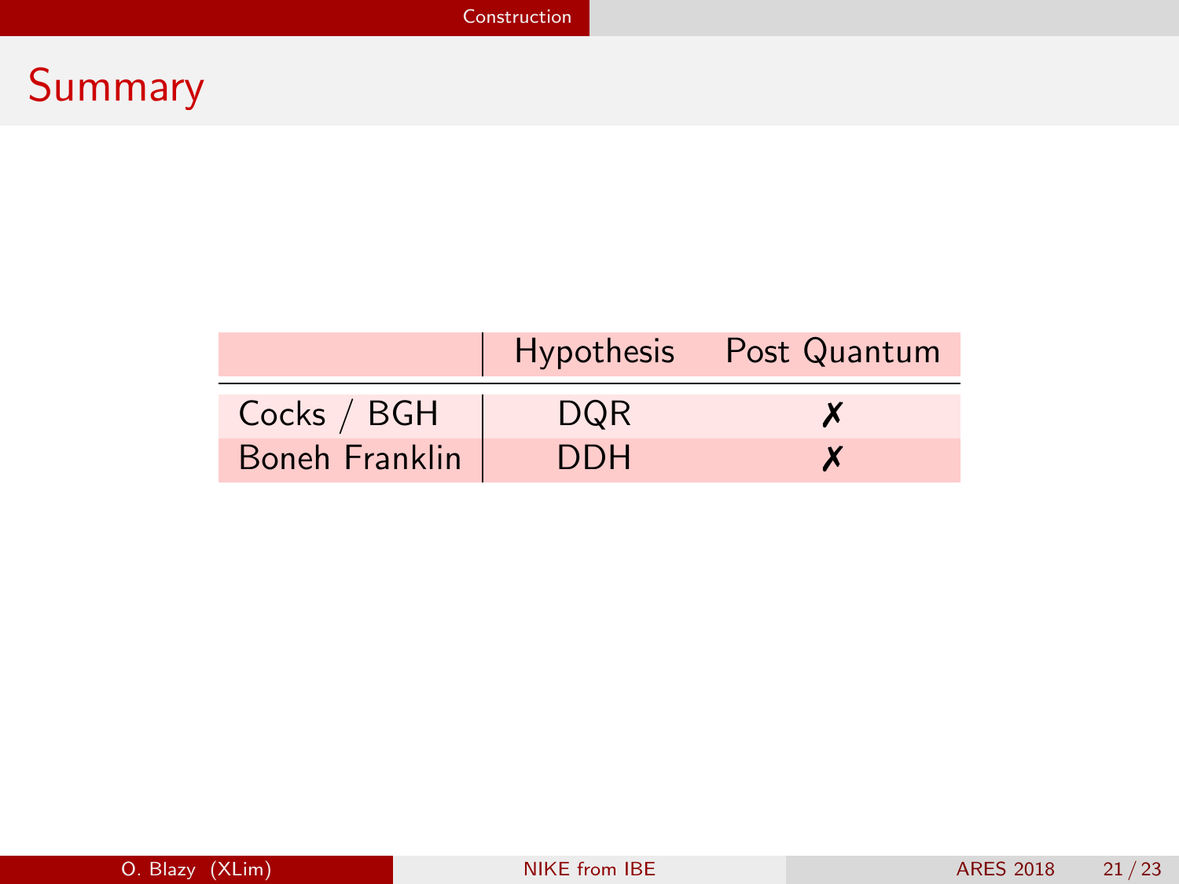# Summary

| | Hypothesis | Post Quantum |
|---|---|---|
| Cocks / BGH | DQR | ✗ |
| Boneh Franklin | DDH | ✗ |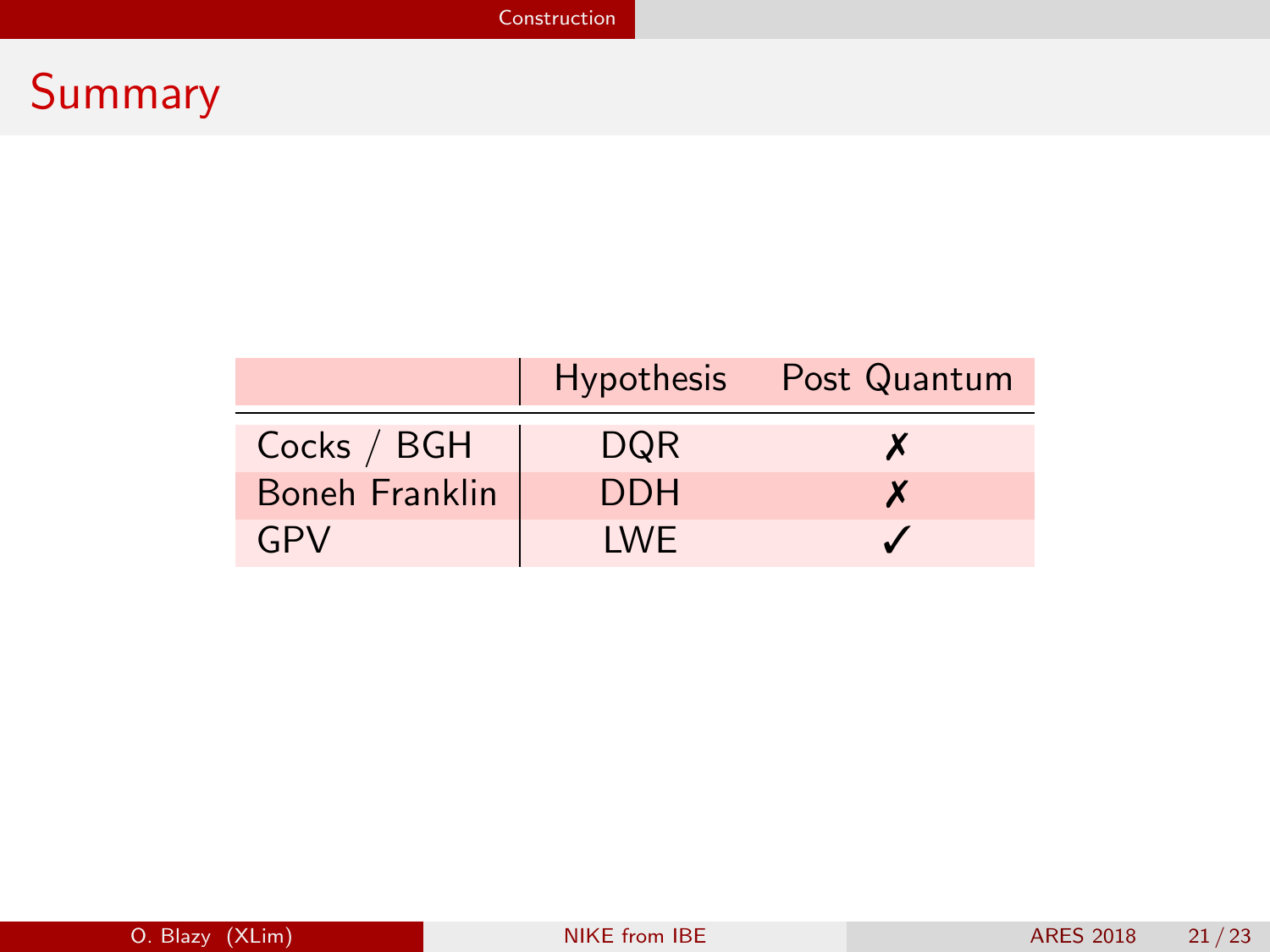# Summary

| | Hypothesis | Post Quantum |
|---|---|---|
| Cocks / BGH | DQR | ✗ |
| Boneh Franklin | DDH | ✗ |
| GPV | LWE | ✓ |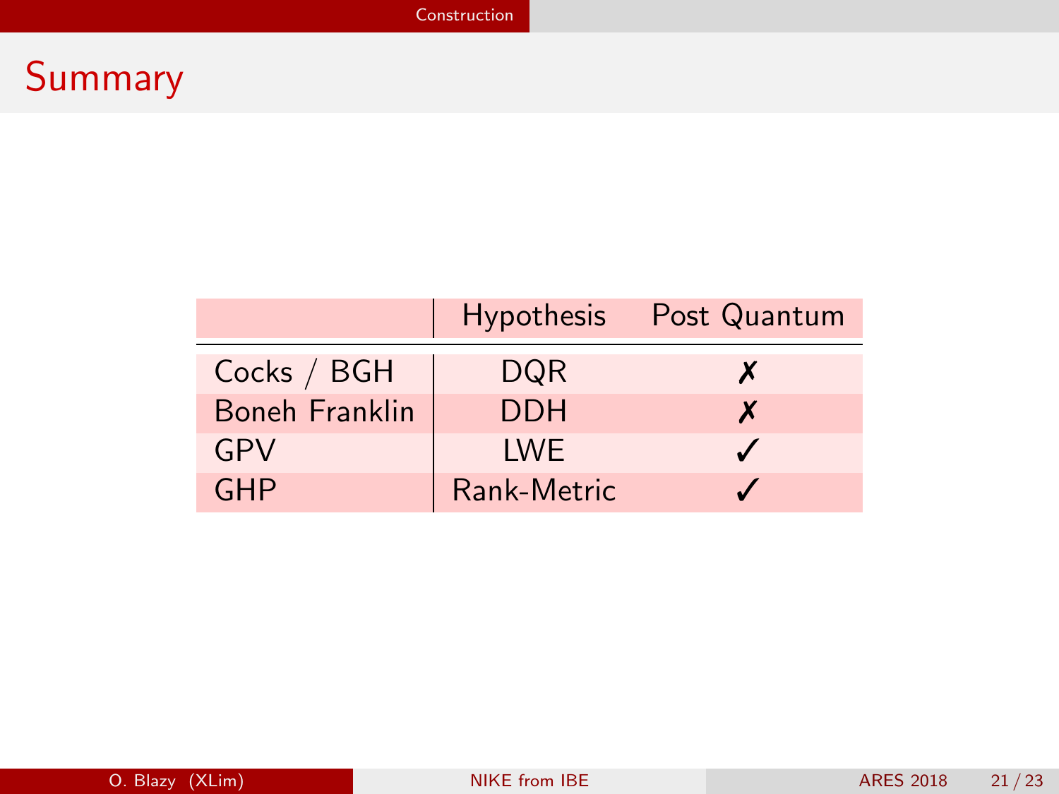# Summary

| | Hypothesis | Post Quantum |
|---|---|---|
| Cocks / BGH | DQR | ✗ |
| Boneh Franklin | DDH | ✗ |
| GPV | LWE | ✓ |
| GHP | Rank-Metric | ✓ |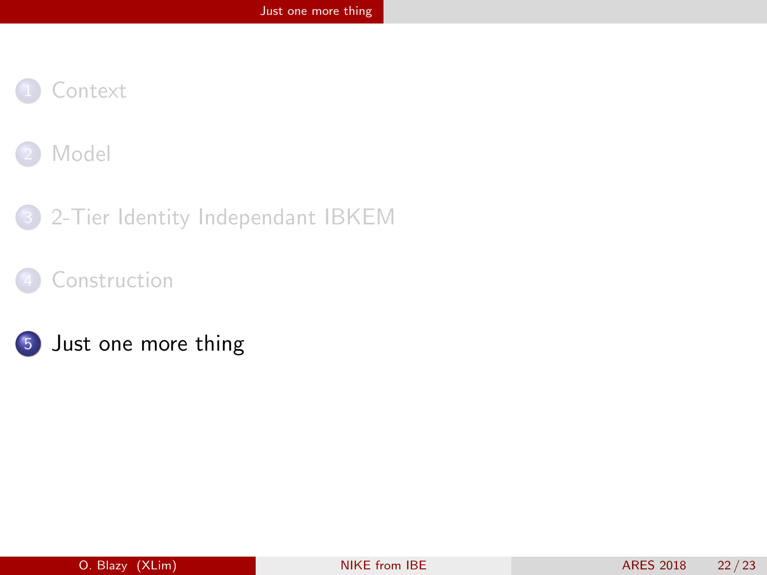1. Context
2. Model
3. 2-Tier Identity Independant IBKEM
4. Construction
5. **Just one more thing**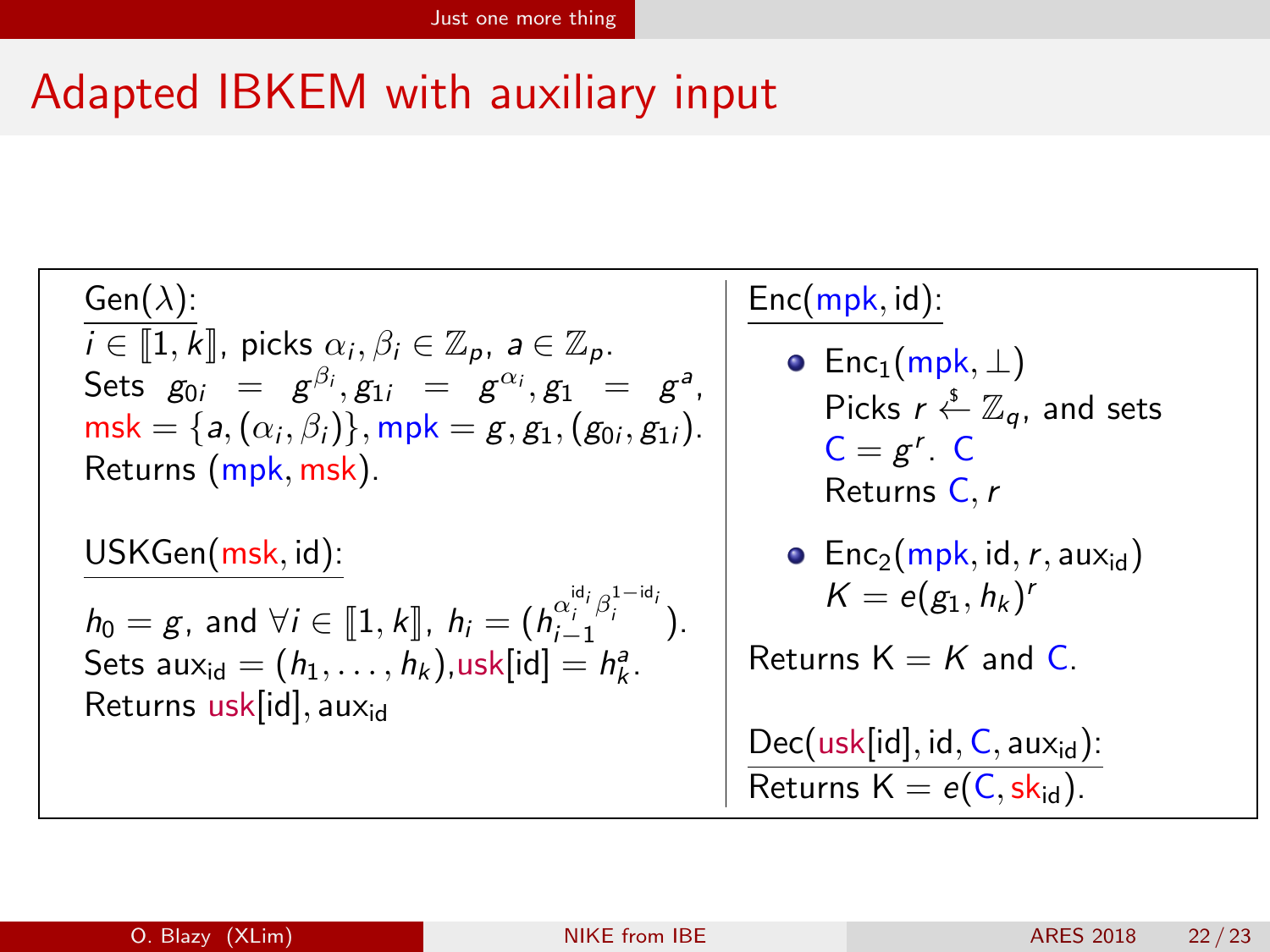# Adapted IBKEM with auxiliary input

**Gen($\lambda$):**

$i \in [\![1, k]\!]$, picks $\alpha_i, \beta_i \in \mathbb{Z}_p$, $a \in \mathbb{Z}_p$.
Sets $g_{0i} = g^{\beta_i}, g_{1i} = g^{\alpha_i}, g_1 = g^a$, $\mathsf{msk} = \{a, (\alpha_i, \beta_i)\}, \mathsf{mpk} = g, g_1, (g_{0i}, g_{1i})$.
Returns $(\mathsf{mpk}, \mathsf{msk})$.

**USKGen(msk, id):**

$h_0 = g$, and $\forall i \in [\![1, k]\!]$, $h_i = (h_{i-1}^{\alpha_i^{\mathsf{id}_i} \beta_i^{1-\mathsf{id}_i}})$.
Sets $\mathsf{aux}_{\mathsf{id}} = (h_1, \ldots, h_k)$, $\mathsf{usk}[\mathsf{id}] = h_k^a$.
Returns $\mathsf{usk}[\mathsf{id}], \mathsf{aux}_{\mathsf{id}}$

**Enc(mpk, id):**

- $\mathsf{Enc}_1(\mathsf{mpk}, \perp)$
  Picks $r \xleftarrow{\$} \mathbb{Z}_q$, and sets $\mathsf{C} = g^r$. $\mathsf{C}$
  Returns $\mathsf{C}, r$
- $\mathsf{Enc}_2(\mathsf{mpk}, \mathsf{id}, r, \mathsf{aux}_{\mathsf{id}})$
  $K = e(g_1, h_k)^r$

Returns $\mathsf{K} = K$ and $\mathsf{C}$.

**Dec(usk[id], id, C, aux$_{\mathsf{id}}$):**

Returns $\mathsf{K} = e(\mathsf{C}, \mathsf{sk}_{\mathsf{id}})$.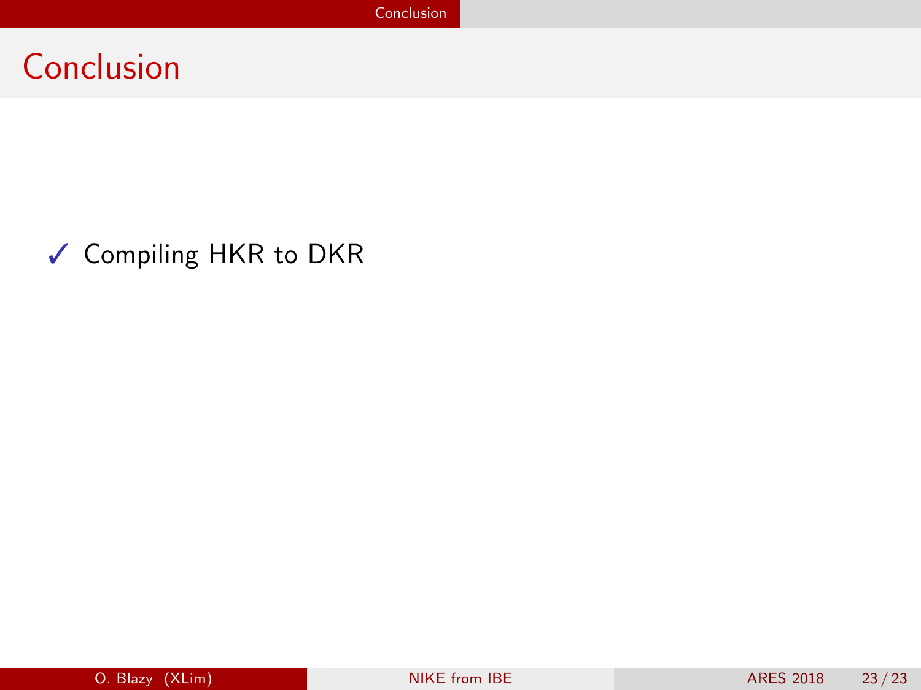# Conclusion

✓ Compiling HKR to DKR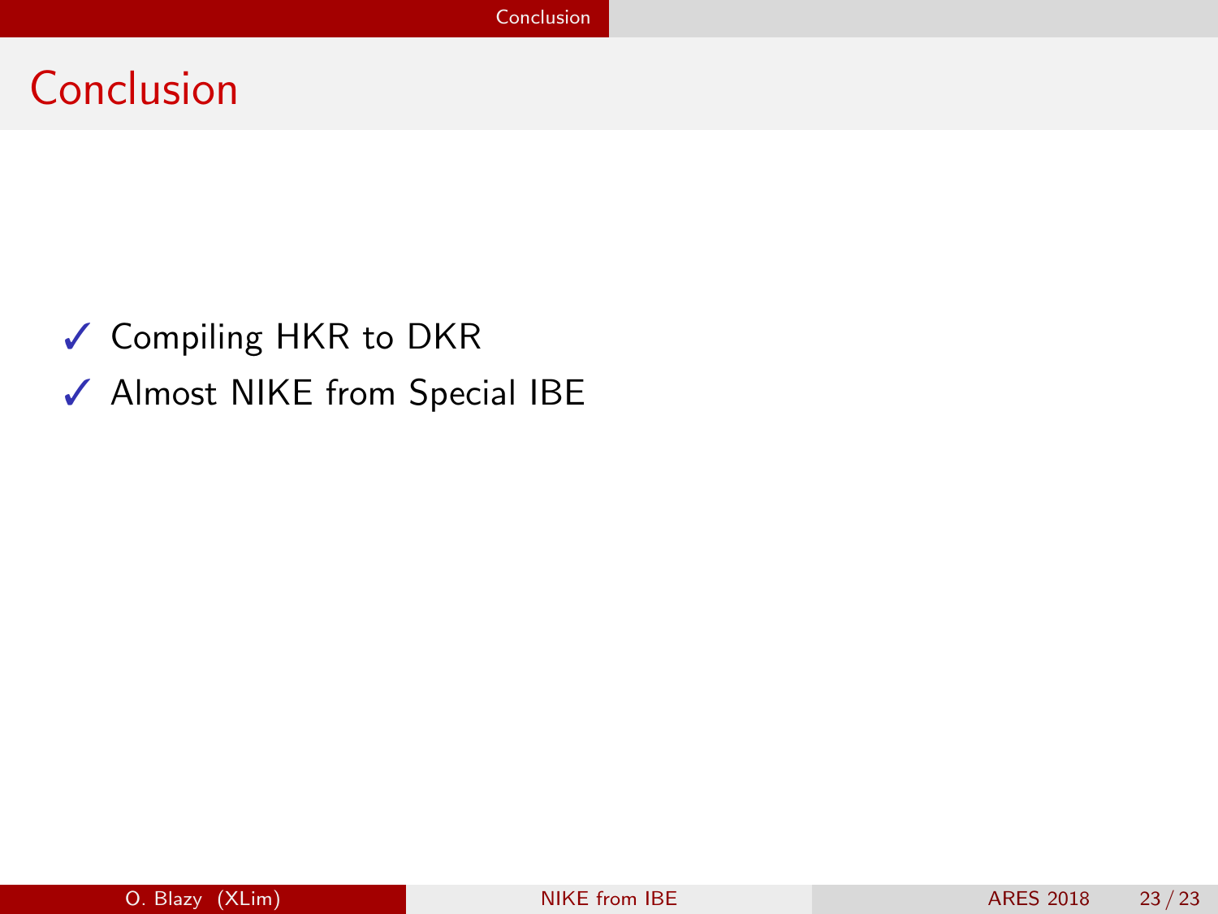# Conclusion

- ✓ Compiling HKR to DKR
- ✓ Almost NIKE from Special IBE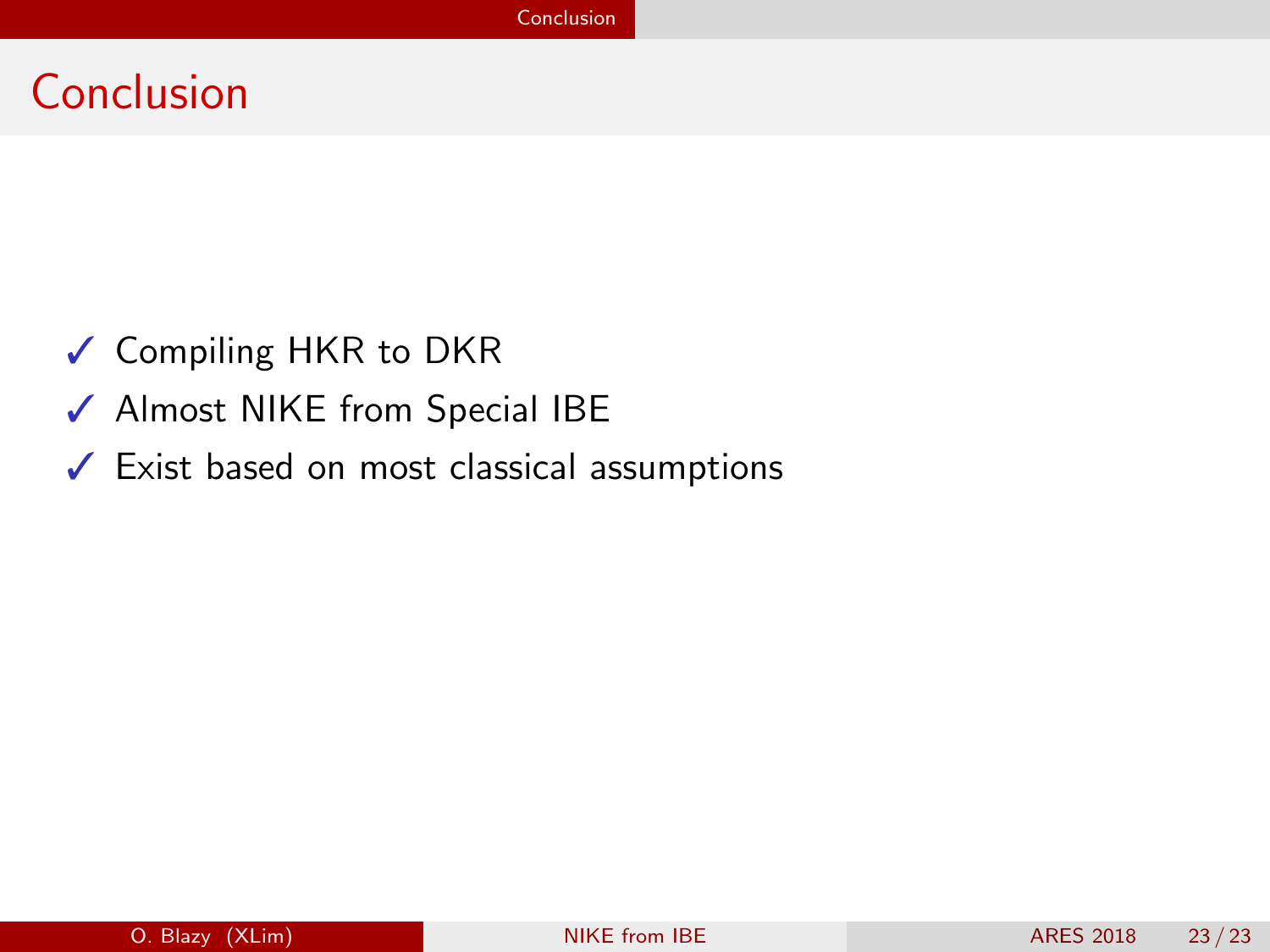# Conclusion

- ✓ Compiling HKR to DKR
- ✓ Almost NIKE from Special IBE
- ✓ Exist based on most classical assumptions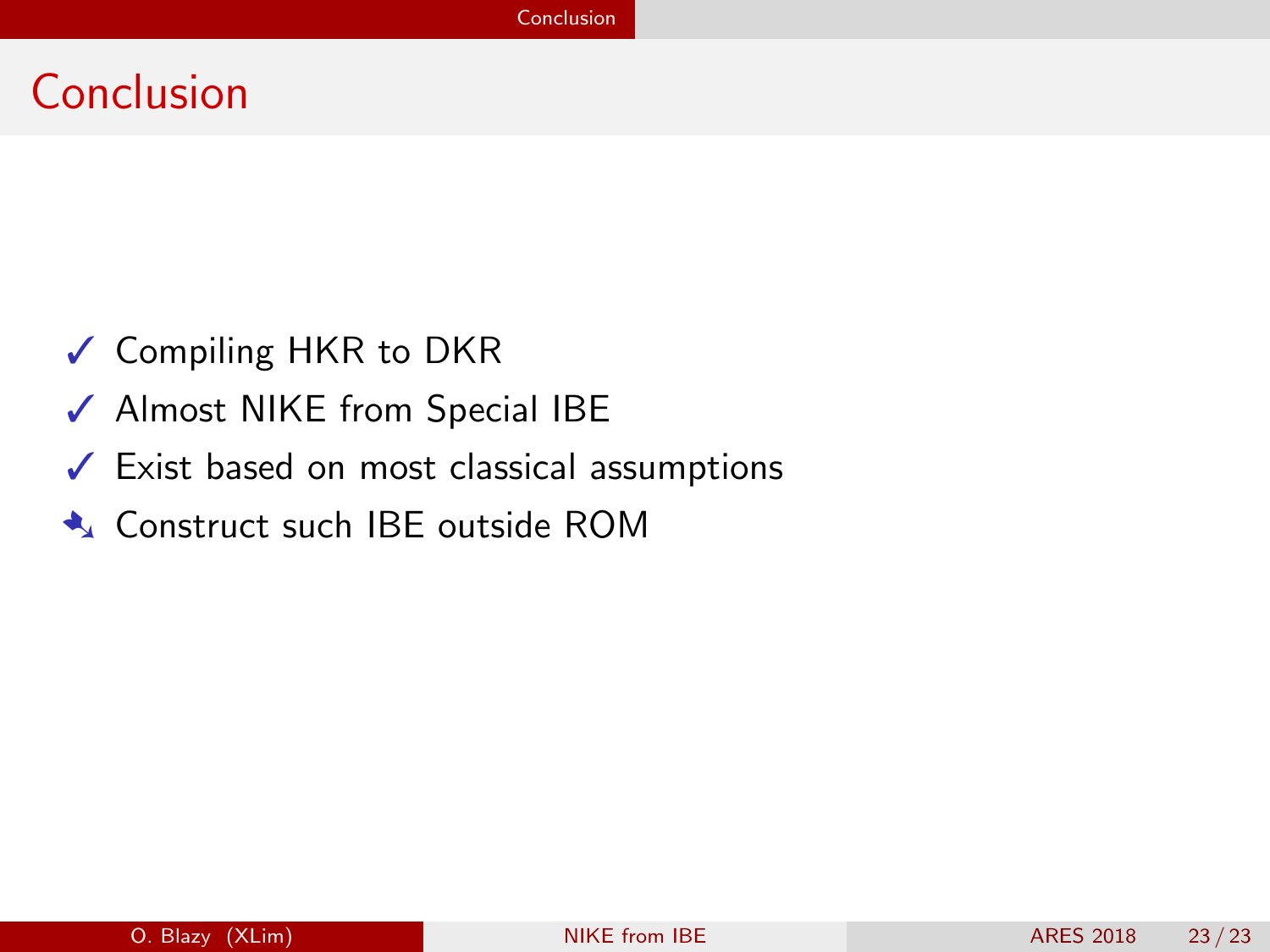# Conclusion

- ✓ Compiling HKR to DKR
- ✓ Almost NIKE from Special IBE
- ✓ Exist based on most classical assumptions
- ➘ Construct such IBE outside ROM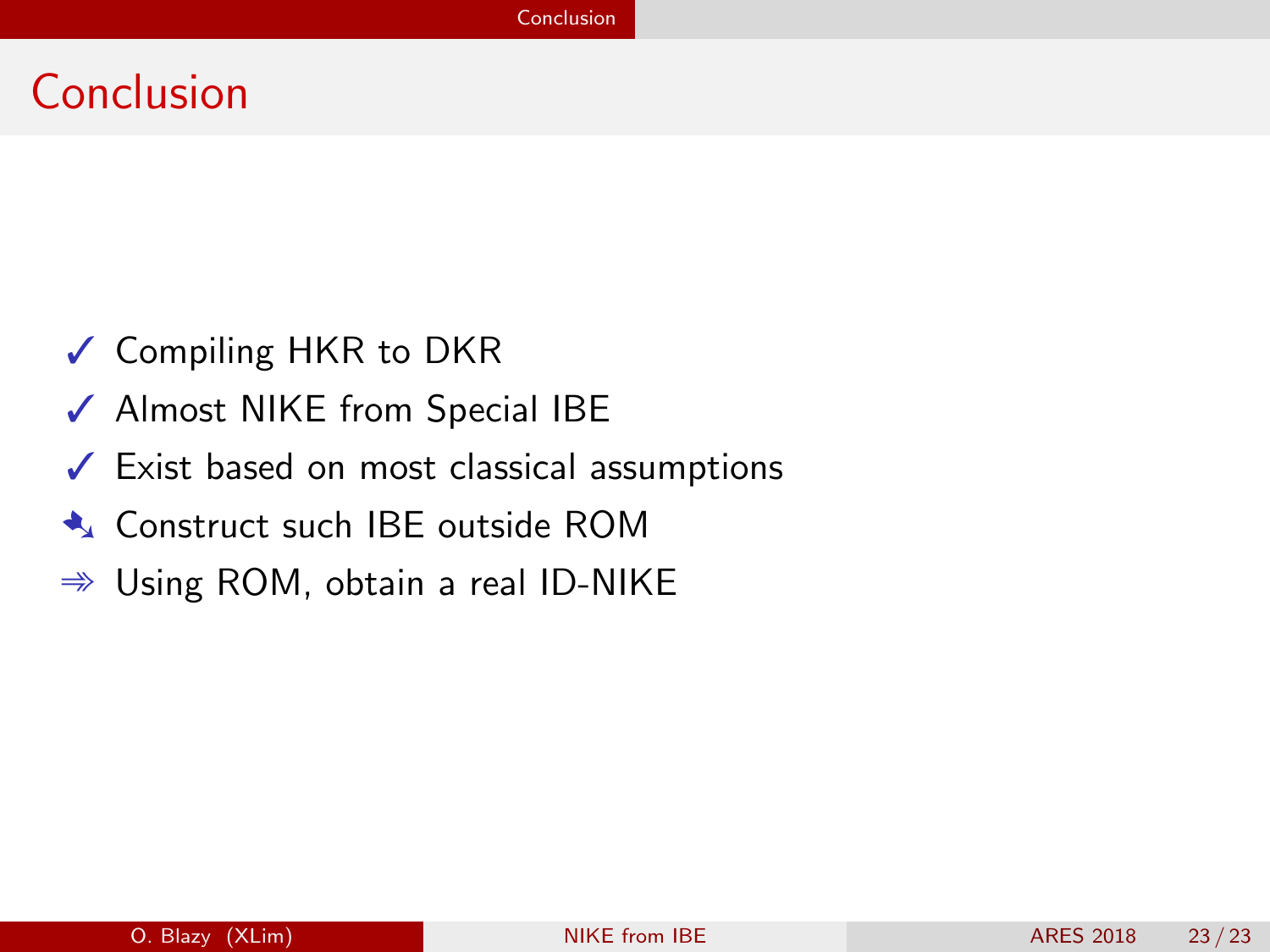# Conclusion

- ✓ Compiling HKR to DKR
- ✓ Almost NIKE from Special IBE
- ✓ Exist based on most classical assumptions
- ➴ Construct such IBE outside ROM
- ⇛ Using ROM, obtain a real ID-NIKE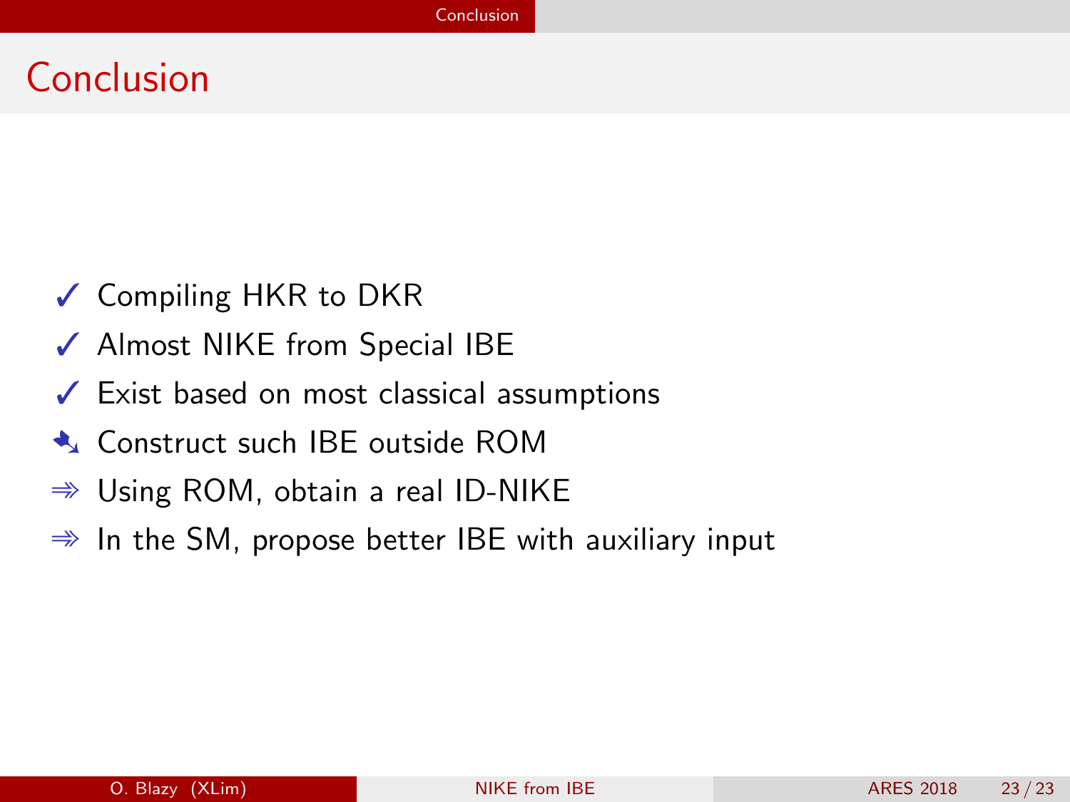# Conclusion

- ✓ Compiling HKR to DKR
- ✓ Almost NIKE from Special IBE
- ✓ Exist based on most classical assumptions
- Construct such IBE outside ROM
- $\Rrightarrow$ Using ROM, obtain a real ID-NIKE
- $\Rrightarrow$ In the SM, propose better IBE with auxiliary input